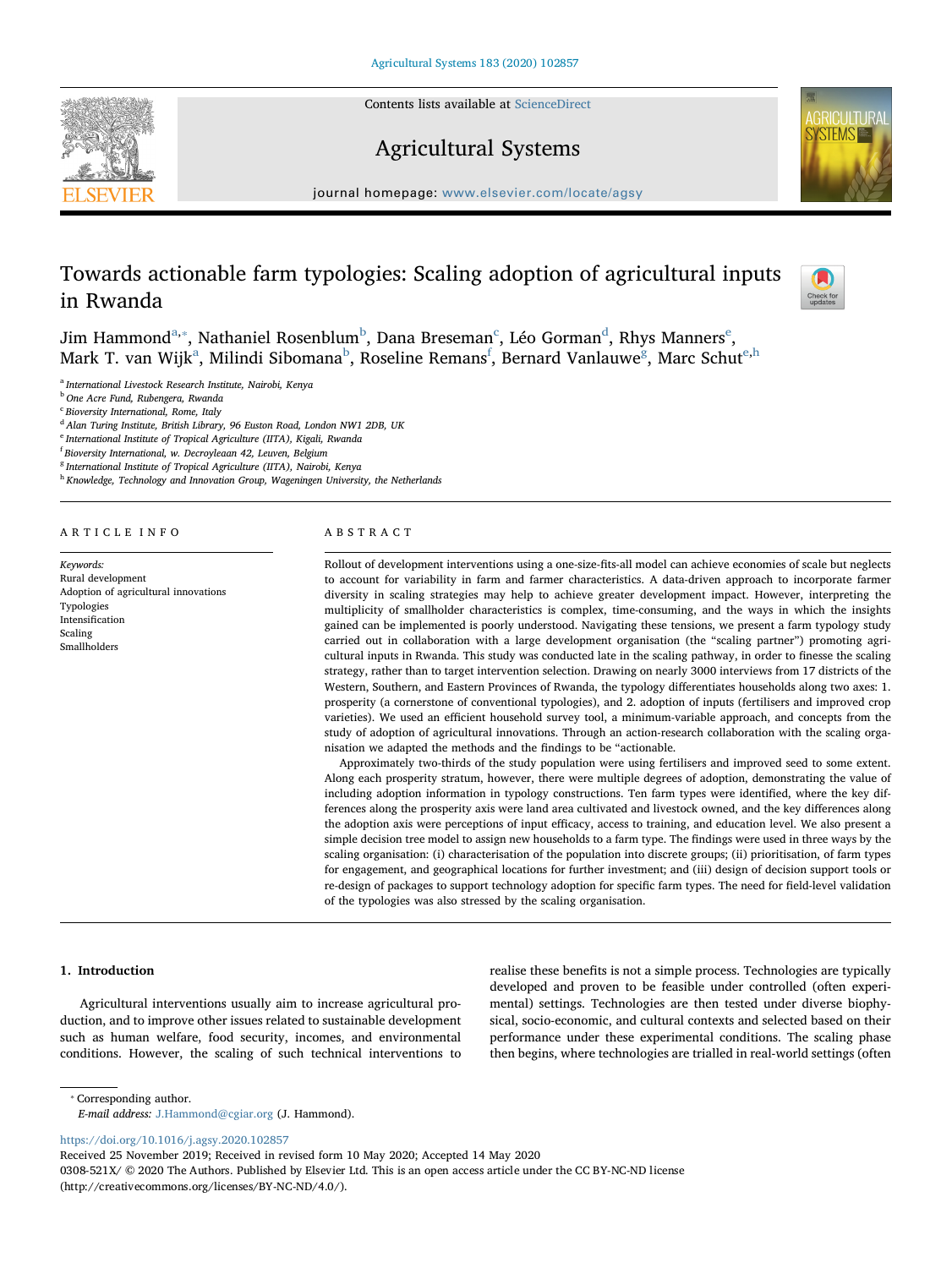# Towards actionable farm typologies: Scaling adoption of agricultural inputs in Rwanda

Jim Hammond[a,*], Nathaniel Rosenblum[b], Dana Breseman[c], Léo Gorman[d], Rhys Manners[e], Mark T. van Wijk[a], Milindi Sibomana[b], Roseline Remans[f], Bernard Vanlauwe[g], Marc Schut[e,h]

[a] International Livestock Research Institute, Nairobi, Kenya
[b] One Acre Fund, Rubengera, Rwanda
[c] Bioversity International, Rome, Italy
[d] Alan Turing Institute, British Library, 96 Euston Road, London NW1 2DB, UK
[e] International Institute of Tropical Agriculture (IITA), Kigali, Rwanda
[f] Bioversity International, w. Decroyleaan 42, Leuven, Belgium
[g] International Institute of Tropical Agriculture (IITA), Nairobi, Kenya
[h] Knowledge, Technology and Innovation Group, Wageningen University, the Netherlands

## ARTICLE INFO

*Keywords:*
Rural development
Adoption of agricultural innovations
Typologies
Intensification
Scaling
Smallholders

## ABSTRACT

Rollout of development interventions using a one-size-fits-all model can achieve economies of scale but neglects to account for variability in farm and farmer characteristics. A data-driven approach to incorporate farmer diversity in scaling strategies may help to achieve greater development impact. However, interpreting the multiplicity of smallholder characteristics is complex, time-consuming, and the ways in which the insights gained can be implemented is poorly understood. Navigating these tensions, we present a farm typology study carried out in collaboration with a large development organisation (the "scaling partner") promoting agricultural inputs in Rwanda. This study was conducted late in the scaling pathway, in order to finesse the scaling strategy, rather than to target intervention selection. Drawing on nearly 3000 interviews from 17 districts of the Western, Southern, and Eastern Provinces of Rwanda, the typology differentiates households along two axes: 1. prosperity (a cornerstone of conventional typologies), and 2. adoption of inputs (fertilisers and improved crop varieties). We used an efficient household survey tool, a minimum-variable approach, and concepts from the study of adoption of agricultural innovations. Through an action-research collaboration with the scaling organisation we adapted the methods and the findings to be "actionable.

Approximately two-thirds of the study population were using fertilisers and improved seed to some extent. Along each prosperity stratum, however, there were multiple degrees of adoption, demonstrating the value of including adoption information in typology constructions. Ten farm types were identified, where the key differences along the prosperity axis were land area cultivated and livestock owned, and the key differences along the adoption axis were perceptions of input efficacy, access to training, and education level. We also present a simple decision tree model to assign new households to a farm type. The findings were used in three ways by the scaling organisation: (i) characterisation of the population into discrete groups; (ii) prioritisation, of farm types for engagement, and geographical locations for further investment; and (iii) design of decision support tools or re-design of packages to support technology adoption for specific farm types. The need for field-level validation of the typologies was also stressed by the scaling organisation.

## 1. Introduction

Agricultural interventions usually aim to increase agricultural production, and to improve other issues related to sustainable development such as human welfare, food security, incomes, and environmental conditions. However, the scaling of such technical interventions to realise these benefits is not a simple process. Technologies are typically developed and proven to be feasible under controlled (often experimental) settings. Technologies are then tested under diverse biophysical, socio-economic, and cultural contexts and selected based on their performance under these experimental conditions. The scaling phase then begins, where technologies are trialled in real-world settings (often

* Corresponding author.
*E-mail address:* J.Hammond@cgiar.org (J. Hammond).

https://doi.org/10.1016/j.agsy.2020.102857
Received 25 November 2019; Received in revised form 10 May 2020; Accepted 14 May 2020
0308-521X/ © 2020 The Authors. Published by Elsevier Ltd. This is an open access article under the CC BY-NC-ND license (http://creativecommons.org/licenses/BY-NC-ND/4.0/).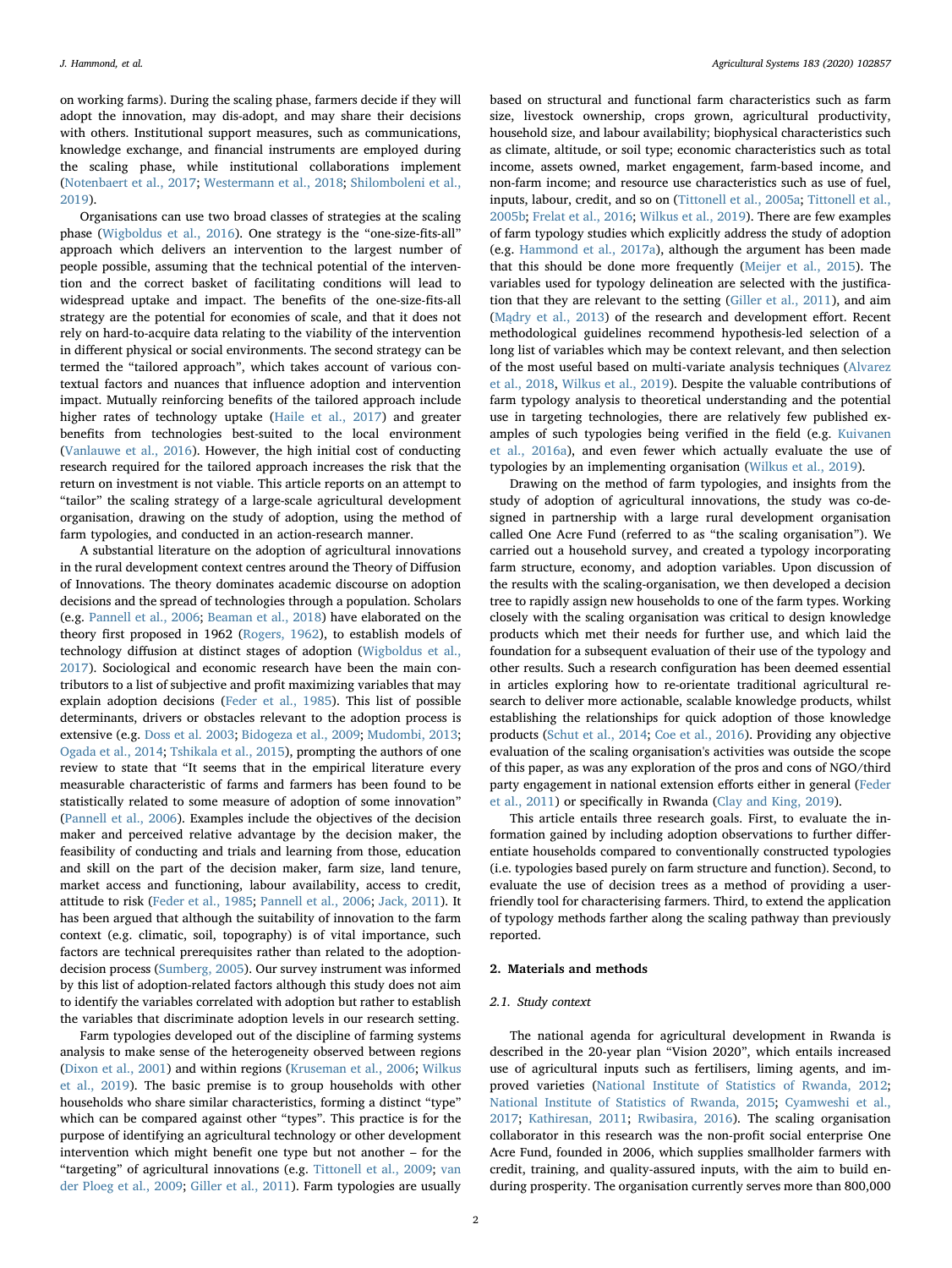on working farms). During the scaling phase, farmers decide if they will adopt the innovation, may dis-adopt, and may share their decisions with others. Institutional support measures, such as communications, knowledge exchange, and financial instruments are employed during the scaling phase, while institutional collaborations implement (Notenbaert et al., 2017; Westermann et al., 2018; Shilomboleni et al., 2019).

Organisations can use two broad classes of strategies at the scaling phase (Wigboldus et al., 2016). One strategy is the "one-size-fits-all" approach which delivers an intervention to the largest number of people possible, assuming that the technical potential of the intervention and the correct basket of facilitating conditions will lead to widespread uptake and impact. The benefits of the one-size-fits-all strategy are the potential for economies of scale, and that it does not rely on hard-to-acquire data relating to the viability of the intervention in different physical or social environments. The second strategy can be termed the "tailored approach", which takes account of various contextual factors and nuances that influence adoption and intervention impact. Mutually reinforcing benefits of the tailored approach include higher rates of technology uptake (Haile et al., 2017) and greater benefits from technologies best-suited to the local environment (Vanlauwe et al., 2016). However, the high initial cost of conducting research required for the tailored approach increases the risk that the return on investment is not viable. This article reports on an attempt to "tailor" the scaling strategy of a large-scale agricultural development organisation, drawing on the study of adoption, using the method of farm typologies, and conducted in an action-research manner.

A substantial literature on the adoption of agricultural innovations in the rural development context centres around the Theory of Diffusion of Innovations. The theory dominates academic discourse on adoption decisions and the spread of technologies through a population. Scholars (e.g. Pannell et al., 2006; Beaman et al., 2018) have elaborated on the theory first proposed in 1962 (Rogers, 1962), to establish models of technology diffusion at distinct stages of adoption (Wigboldus et al., 2017). Sociological and economic research have been the main contributors to a list of subjective and profit maximizing variables that may explain adoption decisions (Feder et al., 1985). This list of possible determinants, drivers or obstacles relevant to the adoption process is extensive (e.g. Doss et al. 2003; Bidogeza et al., 2009; Mudombi, 2013; Ogada et al., 2014; Tshikala et al., 2015), prompting the authors of one review to state that "It seems that in the empirical literature every measurable characteristic of farms and farmers has been found to be statistically related to some measure of adoption of some innovation" (Pannell et al., 2006). Examples include the objectives of the decision maker and perceived relative advantage by the decision maker, the feasibility of conducting and trials and learning from those, education and skill on the part of the decision maker, farm size, land tenure, market access and functioning, labour availability, access to credit, attitude to risk (Feder et al., 1985; Pannell et al., 2006; Jack, 2011). It has been argued that although the suitability of innovation to the farm context (e.g. climatic, soil, topography) is of vital importance, such factors are technical prerequisites rather than related to the adoption-decision process (Sumberg, 2005). Our survey instrument was informed by this list of adoption-related factors although this study does not aim to identify the variables correlated with adoption but rather to establish the variables that discriminate adoption levels in our research setting.

Farm typologies developed out of the discipline of farming systems analysis to make sense of the heterogeneity observed between regions (Dixon et al., 2001) and within regions (Kruseman et al., 2006; Wilkus et al., 2019). The basic premise is to group households with other households who share similar characteristics, forming a distinct "type" which can be compared against other "types". This practice is for the purpose of identifying an agricultural technology or other development intervention which might benefit one type but not another – for the "targeting" of agricultural innovations (e.g. Tittonell et al., 2009; van der Ploeg et al., 2009; Giller et al., 2011). Farm typologies are usually based on structural and functional farm characteristics such as farm size, livestock ownership, crops grown, agricultural productivity, household size, and labour availability; biophysical characteristics such as climate, altitude, or soil type; economic characteristics such as total income, assets owned, market engagement, farm-based income, and non-farm income; and resource use characteristics such as use of fuel, inputs, labour, credit, and so on (Tittonell et al., 2005a; Tittonell et al., 2005b; Frelat et al., 2016; Wilkus et al., 2019). There are few examples of farm typology studies which explicitly address the study of adoption (e.g. Hammond et al., 2017a), although the argument has been made that this should be done more frequently (Meijer et al., 2015). The variables used for typology delineation are selected with the justification that they are relevant to the setting (Giller et al., 2011), and aim (Mądry et al., 2013) of the research and development effort. Recent methodological guidelines recommend hypothesis-led selection of a long list of variables which may be context relevant, and then selection of the most useful based on multi-variate analysis techniques (Alvarez et al., 2018, Wilkus et al., 2019). Despite the valuable contributions of farm typology analysis to theoretical understanding and the potential use in targeting technologies, there are relatively few published examples of such typologies being verified in the field (e.g. Kuivanen et al., 2016a), and even fewer which actually evaluate the use of typologies by an implementing organisation (Wilkus et al., 2019).

Drawing on the method of farm typologies, and insights from the study of adoption of agricultural innovations, the study was co-designed in partnership with a large rural development organisation called One Acre Fund (referred to as "the scaling organisation"). We carried out a household survey, and created a typology incorporating farm structure, economy, and adoption variables. Upon discussion of the results with the scaling-organisation, we then developed a decision tree to rapidly assign new households to one of the farm types. Working closely with the scaling organisation was critical to design knowledge products which met their needs for further use, and which laid the foundation for a subsequent evaluation of their use of the typology and other results. Such a research configuration has been deemed essential in articles exploring how to re-orientate traditional agricultural research to deliver more actionable, scalable knowledge products, whilst establishing the relationships for quick adoption of those knowledge products (Schut et al., 2014; Coe et al., 2016). Providing any objective evaluation of the scaling organisation's activities was outside the scope of this paper, as was any exploration of the pros and cons of NGO/third party engagement in national extension efforts either in general (Feder et al., 2011) or specifically in Rwanda (Clay and King, 2019).

This article entails three research goals. First, to evaluate the information gained by including adoption observations to further differentiate households compared to conventionally constructed typologies (i.e. typologies based purely on farm structure and function). Second, to evaluate the use of decision trees as a method of providing a user-friendly tool for characterising farmers. Third, to extend the application of typology methods farther along the scaling pathway than previously reported.

## 2. Materials and methods

### 2.1. Study context

The national agenda for agricultural development in Rwanda is described in the 20-year plan "Vision 2020", which entails increased use of agricultural inputs such as fertilisers, liming agents, and improved varieties (National Institute of Statistics of Rwanda, 2012; National Institute of Statistics of Rwanda, 2015; Cyamweshi et al., 2017; Kathiresan, 2011; Rwibasira, 2016). The scaling organisation collaborator in this research was the non-profit social enterprise One Acre Fund, founded in 2006, which supplies smallholder farmers with credit, training, and quality-assured inputs, with the aim to build enduring prosperity. The organisation currently serves more than 800,000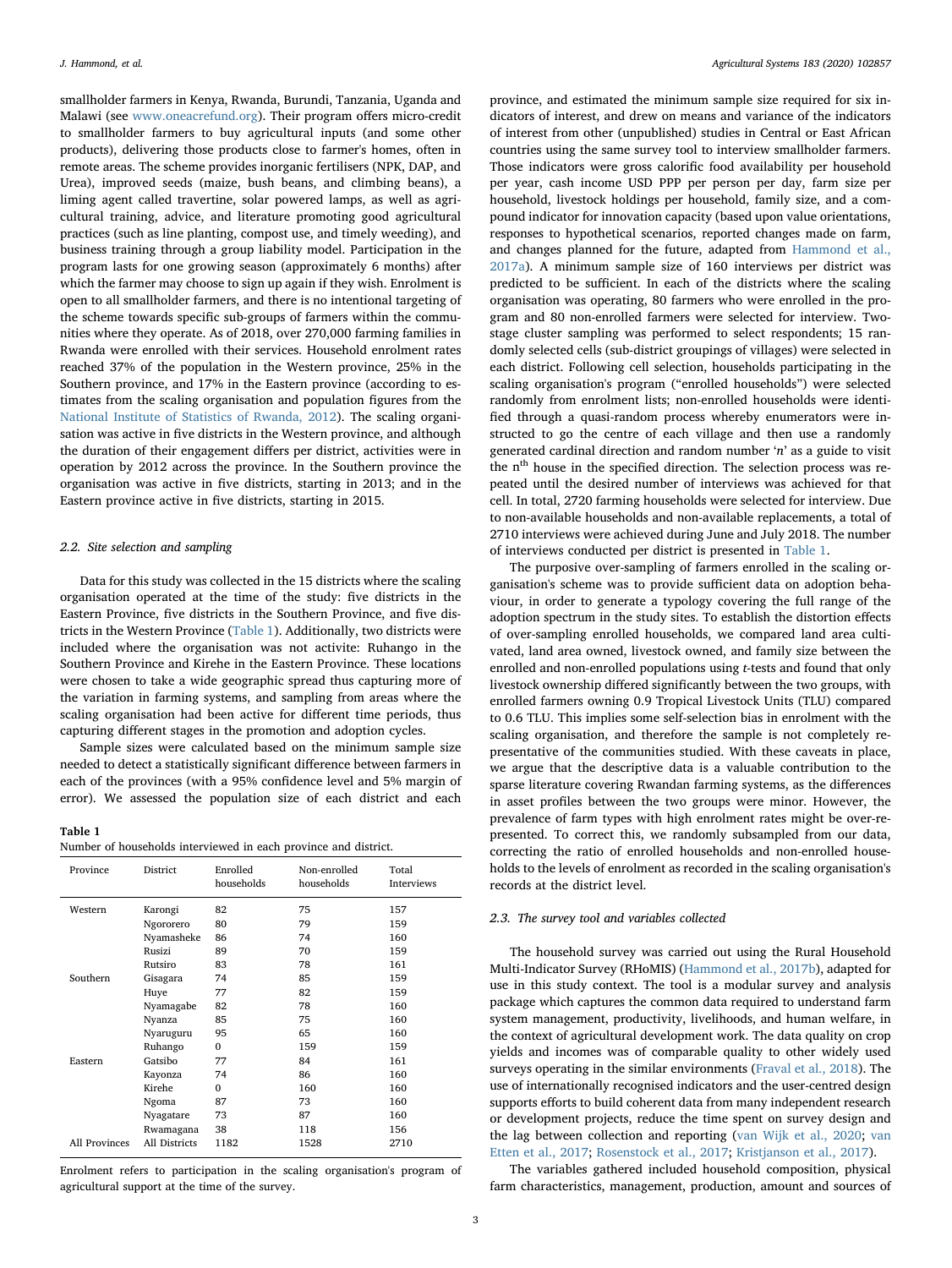smallholder farmers in Kenya, Rwanda, Burundi, Tanzania, Uganda and Malawi (see www.oneacrefund.org). Their program offers micro-credit to smallholder farmers to buy agricultural inputs (and some other products), delivering those products close to farmer's homes, often in remote areas. The scheme provides inorganic fertilisers (NPK, DAP, and Urea), improved seeds (maize, bush beans, and climbing beans), a liming agent called travertine, solar powered lamps, as well as agricultural training, advice, and literature promoting good agricultural practices (such as line planting, compost use, and timely weeding), and business training through a group liability model. Participation in the program lasts for one growing season (approximately 6 months) after which the farmer may choose to sign up again if they wish. Enrolment is open to all smallholder farmers, and there is no intentional targeting of the scheme towards specific sub-groups of farmers within the communities where they operate. As of 2018, over 270,000 farming families in Rwanda were enrolled with their services. Household enrolment rates reached 37% of the population in the Western province, 25% in the Southern province, and 17% in the Eastern province (according to estimates from the scaling organisation and population figures from the National Institute of Statistics of Rwanda, 2012). The scaling organisation was active in five districts in the Western province, and although the duration of their engagement differs per district, activities were in operation by 2012 across the province. In the Southern province the organisation was active in five districts, starting in 2013; and in the Eastern province active in five districts, starting in 2015.

### 2.2. Site selection and sampling

Data for this study was collected in the 15 districts where the scaling organisation operated at the time of the study: five districts in the Eastern Province, five districts in the Southern Province, and five districts in the Western Province (Table 1). Additionally, two districts were included where the organisation was not activite: Ruhango in the Southern Province and Kirehe in the Eastern Province. These locations were chosen to take a wide geographic spread thus capturing more of the variation in farming systems, and sampling from areas where the scaling organisation had been active for different time periods, thus capturing different stages in the promotion and adoption cycles.

Sample sizes were calculated based on the minimum sample size needed to detect a statistically significant difference between farmers in each of the provinces (with a 95% confidence level and 5% margin of error). We assessed the population size of each district and each province, and estimated the minimum sample size required for six indicators of interest, and drew on means and variance of the indicators of interest from other (unpublished) studies in Central or East African countries using the same survey tool to interview smallholder farmers. Those indicators were gross calorific food availability per household per year, cash income USD PPP per person per day, farm size per household, livestock holdings per household, family size, and a compound indicator for innovation capacity (based upon value orientations, responses to hypothetical scenarios, reported changes made on farm, and changes planned for the future, adapted from Hammond et al., 2017a). A minimum sample size of 160 interviews per district was predicted to be sufficient. In each of the districts where the scaling organisation was operating, 80 farmers who were enrolled in the program and 80 non-enrolled farmers were selected for interview. Two-stage cluster sampling was performed to select respondents; 15 randomly selected cells (sub-district groupings of villages) were selected in each district. Following cell selection, households participating in the scaling organisation's program ("enrolled households") were selected randomly from enrolment lists; non-enrolled households were identified through a quasi-random process whereby enumerators were instructed to go the centre of each village and then use a randomly generated cardinal direction and random number '*n*' as a guide to visit the n[th] house in the specified direction. The selection process was repeated until the desired number of interviews was achieved for that cell. In total, 2720 farming households were selected for interview. Due to non-available households and non-available replacements, a total of 2710 interviews were achieved during June and July 2018. The number of interviews conducted per district is presented in Table 1.

**Table 1**
Number of households interviewed in each province and district.

| Province | District | Enrolled households | Non-enrolled households | Total Interviews |
|---|---|---|---|---|
| Western | Karongi | 82 | 75 | 157 |
| | Ngororero | 80 | 79 | 159 |
| | Nyamasheke | 86 | 74 | 160 |
| | Rusizi | 89 | 70 | 159 |
| | Rutsiro | 83 | 78 | 161 |
| Southern | Gisagara | 74 | 85 | 159 |
| | Huye | 77 | 82 | 159 |
| | Nyamagabe | 82 | 78 | 160 |
| | Nyanza | 85 | 75 | 160 |
| | Nyaruguru | 95 | 65 | 160 |
| | Ruhango | 0 | 159 | 159 |
| Eastern | Gatsibo | 77 | 84 | 161 |
| | Kayonza | 74 | 86 | 160 |
| | Kirehe | 0 | 160 | 160 |
| | Ngoma | 87 | 73 | 160 |
| | Nyagatare | 73 | 87 | 160 |
| | Rwamagana | 38 | 118 | 156 |
| All Provinces | All Districts | 1182 | 1528 | 2710 |

Enrolment refers to participation in the scaling organisation's program of agricultural support at the time of the survey.

The purposive over-sampling of farmers enrolled in the scaling organisation's scheme was to provide sufficient data on adoption behaviour, in order to generate a typology covering the full range of the adoption spectrum in the study sites. To establish the distortion effects of over-sampling enrolled households, we compared land area cultivated, land area owned, livestock owned, and family size between the enrolled and non-enrolled populations using *t*-tests and found that only livestock ownership differed significantly between the two groups, with enrolled farmers owning 0.9 Tropical Livestock Units (TLU) compared to 0.6 TLU. This implies some self-selection bias in enrolment with the scaling organisation, and therefore the sample is not completely representative of the communities studied. With these caveats in place, we argue that the descriptive data is a valuable contribution to the sparse literature covering Rwandan farming systems, as the differences in asset profiles between the two groups were minor. However, the prevalence of farm types with high enrolment rates might be over-represented. To correct this, we randomly subsampled from our data, correcting the ratio of enrolled households and non-enrolled households to the levels of enrolment as recorded in the scaling organisation's records at the district level.

### 2.3. The survey tool and variables collected

The household survey was carried out using the Rural Household Multi-Indicator Survey (RHoMIS) (Hammond et al., 2017b), adapted for use in this study context. The tool is a modular survey and analysis package which captures the common data required to understand farm system management, productivity, livelihoods, and human welfare, in the context of agricultural development work. The data quality on crop yields and incomes was of comparable quality to other widely used surveys operating in the similar environments (Fraval et al., 2018). The use of internationally recognised indicators and the user-centred design supports efforts to build coherent data from many independent research or development projects, reduce the time spent on survey design and the lag between collection and reporting (van Wijk et al., 2020; van Etten et al., 2017; Rosenstock et al., 2017; Kristjanson et al., 2017).

The variables gathered included household composition, physical farm characteristics, management, production, amount and sources of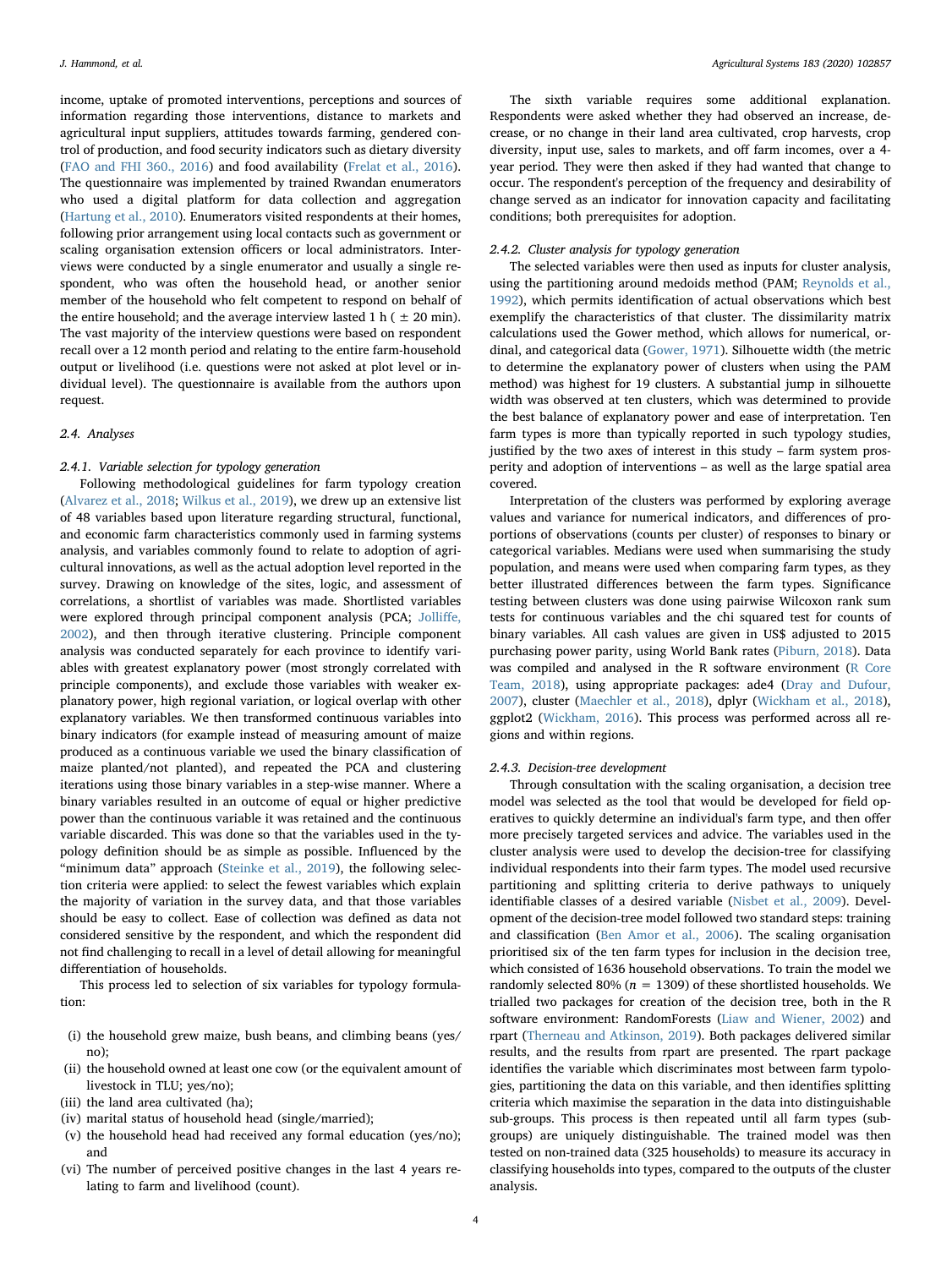income, uptake of promoted interventions, perceptions and sources of information regarding those interventions, distance to markets and agricultural input suppliers, attitudes towards farming, gendered control of production, and food security indicators such as dietary diversity (FAO and FHI 360., 2016) and food availability (Frelat et al., 2016). The questionnaire was implemented by trained Rwandan enumerators who used a digital platform for data collection and aggregation (Hartung et al., 2010). Enumerators visited respondents at their homes, following prior arrangement using local contacts such as government or scaling organisation extension officers or local administrators. Interviews were conducted by a single enumerator and usually a single respondent, who was often the household head, or another senior member of the household who felt competent to respond on behalf of the entire household; and the average interview lasted 1 h ( ± 20 min). The vast majority of the interview questions were based on respondent recall over a 12 month period and relating to the entire farm-household output or livelihood (i.e. questions were not asked at plot level or individual level). The questionnaire is available from the authors upon request.

### 2.4. Analyses

#### 2.4.1. Variable selection for typology generation

Following methodological guidelines for farm typology creation (Alvarez et al., 2018; Wilkus et al., 2019), we drew up an extensive list of 48 variables based upon literature regarding structural, functional, and economic farm characteristics commonly used in farming systems analysis, and variables commonly found to relate to adoption of agricultural innovations, as well as the actual adoption level reported in the survey. Drawing on knowledge of the sites, logic, and assessment of correlations, a shortlist of variables was made. Shortlisted variables were explored through principal component analysis (PCA; Jolliffe, 2002), and then through iterative clustering. Principle component analysis was conducted separately for each province to identify variables with greatest explanatory power (most strongly correlated with principle components), and exclude those variables with weaker explanatory power, high regional variation, or logical overlap with other explanatory variables. We then transformed continuous variables into binary indicators (for example instead of measuring amount of maize produced as a continuous variable we used the binary classification of maize planted/not planted), and repeated the PCA and clustering iterations using those binary variables in a step-wise manner. Where a binary variables resulted in an outcome of equal or higher predictive power than the continuous variable it was retained and the continuous variable discarded. This was done so that the variables used in the typology definition should be as simple as possible. Influenced by the "minimum data" approach (Steinke et al., 2019), the following selection criteria were applied: to select the fewest variables which explain the majority of variation in the survey data, and that those variables should be easy to collect. Ease of collection was defined as data not considered sensitive by the respondent, and which the respondent did not find challenging to recall in a level of detail allowing for meaningful differentiation of households.

This process led to selection of six variables for typology formulation:

(i) the household grew maize, bush beans, and climbing beans (yes/no);
(ii) the household owned at least one cow (or the equivalent amount of livestock in TLU; yes/no);
(iii) the land area cultivated (ha);
(iv) marital status of household head (single/married);
(v) the household head had received any formal education (yes/no); and
(vi) The number of perceived positive changes in the last 4 years relating to farm and livelihood (count).

The sixth variable requires some additional explanation. Respondents were asked whether they had observed an increase, decrease, or no change in their land area cultivated, crop harvests, crop diversity, input use, sales to markets, and off farm incomes, over a 4-year period. They were then asked if they had wanted that change to occur. The respondent's perception of the frequency and desirability of change served as an indicator for innovation capacity and facilitating conditions; both prerequisites for adoption.

#### 2.4.2. Cluster analysis for typology generation

The selected variables were then used as inputs for cluster analysis, using the partitioning around medoids method (PAM; Reynolds et al., 1992), which permits identification of actual observations which best exemplify the characteristics of that cluster. The dissimilarity matrix calculations used the Gower method, which allows for numerical, ordinal, and categorical data (Gower, 1971). Silhouette width (the metric to determine the explanatory power of clusters when using the PAM method) was highest for 19 clusters. A substantial jump in silhouette width was observed at ten clusters, which was determined to provide the best balance of explanatory power and ease of interpretation. Ten farm types is more than typically reported in such typology studies, justified by the two axes of interest in this study – farm system prosperity and adoption of interventions – as well as the large spatial area covered.

Interpretation of the clusters was performed by exploring average values and variance for numerical indicators, and differences of proportions of observations (counts per cluster) of responses to binary or categorical variables. Medians were used when summarising the study population, and means were used when comparing farm types, as they better illustrated differences between the farm types. Significance testing between clusters was done using pairwise Wilcoxon rank sum tests for continuous variables and the chi squared test for counts of binary variables. All cash values are given in US$ adjusted to 2015 purchasing power parity, using World Bank rates (Piburn, 2018). Data was compiled and analysed in the R software environment (R Core Team, 2018), using appropriate packages: ade4 (Dray and Dufour, 2007), cluster (Maechler et al., 2018), dplyr (Wickham et al., 2018), ggplot2 (Wickham, 2016). This process was performed across all regions and within regions.

#### 2.4.3. Decision-tree development

Through consultation with the scaling organisation, a decision tree model was selected as the tool that would be developed for field operatives to quickly determine an individual's farm type, and then offer more precisely targeted services and advice. The variables used in the cluster analysis were used to develop the decision-tree for classifying individual respondents into their farm types. The model used recursive partitioning and splitting criteria to derive pathways to uniquely identifiable classes of a desired variable (Nisbet et al., 2009). Development of the decision-tree model followed two standard steps: training and classification (Ben Amor et al., 2006). The scaling organisation prioritised six of the ten farm types for inclusion in the decision tree, which consisted of 1636 household observations. To train the model we randomly selected 80% ($n$ = 1309) of these shortlisted households. We trialled two packages for creation of the decision tree, both in the R software environment: RandomForests (Liaw and Wiener, 2002) and rpart (Therneau and Atkinson, 2019). Both packages delivered similar results, and the results from rpart are presented. The rpart package identifies the variable which discriminates most between farm typologies, partitioning the data on this variable, and then identifies splitting criteria which maximise the separation in the data into distinguishable sub-groups. This process is then repeated until all farm types (subgroups) are uniquely distinguishable. The trained model was then tested on non-trained data (325 households) to measure its accuracy in classifying households into types, compared to the outputs of the cluster analysis.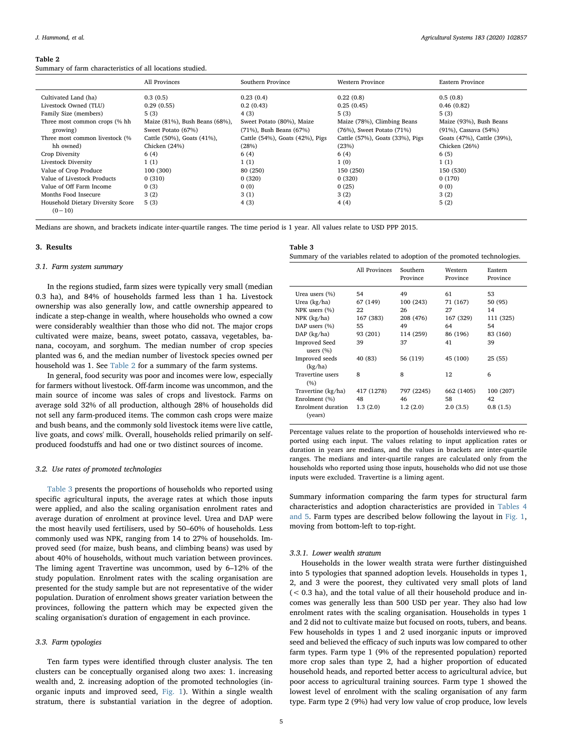**Table 2**
Summary of farm characteristics of all locations studied.

| | All Provinces | Southern Province | Western Province | Eastern Province |
|---|---|---|---|---|
| Cultivated Land (ha) | 0.3 (0.5) | 0.23 (0.4) | 0.22 (0.8) | 0.5 (0.8) |
| Livestock Owned (TLU) | 0.29 (0.55) | 0.2 (0.43) | 0.25 (0.45) | 0.46 (0.82) |
| Family Size (members) | 5 (3) | 4 (3) | 5 (3) | 5 (3) |
| Three most common crops (% hh growing) | Maize (81%), Bush Beans (68%), Sweet Potato (67%) | Sweet Potato (80%), Maize (71%), Bush Beans (67%) | Maize (78%), Climbing Beans (76%), Sweet Potato (71%) | Maize (93%), Bush Beans (91%), Cassava (54%) |
| Three most common livestock (% hh owned) | Cattle (50%), Goats (41%), Chicken (24%) | Cattle (54%), Goats (42%), Pigs (28%) | Cattle (57%), Goats (33%), Pigs (23%) | Goats (47%), Cattle (39%), Chicken (26%) |
| Crop Diversity | 6 (4) | 6 (4) | 6 (4) | 6 (5) |
| Livestock Diversity | 1 (1) | 1 (1) | 1 (0) | 1 (1) |
| Value of Crop Produce | 100 (300) | 80 (250) | 150 (250) | 150 (530) |
| Value of Livestock Products | 0 (310) | 0 (320) | 0 (320) | 0 (170) |
| Value of Off Farm Income | 0 (3) | 0 (0) | 0 (25) | 0 (0) |
| Months Food Insecure | 3 (2) | 3 (1) | 3 (2) | 3 (2) |
| Household Dietary Diversity Score (0−10) | 5 (3) | 4 (3) | 4 (4) | 5 (2) |

Medians are shown, and brackets indicate inter-quartile ranges. The time period is 1 year. All values relate to USD PPP 2015.

## 3. Results

### 3.1. Farm system summary

In the regions studied, farm sizes were typically very small (median 0.3 ha), and 84% of households farmed less than 1 ha. Livestock ownership was also generally low, and cattle ownership appeared to indicate a step-change in wealth, where households who owned a cow were considerably wealthier than those who did not. The major crops cultivated were maize, beans, sweet potato, cassava, vegetables, banana, cocoyam, and sorghum. The median number of crop species planted was 6, and the median number of livestock species owned per household was 1. See Table 2 for a summary of the farm systems.

In general, food security was poor and incomes were low, especially for farmers without livestock. Off-farm income was uncommon, and the main source of income was sales of crops and livestock. Farms on average sold 32% of all production, although 28% of households did not sell any farm-produced items. The common cash crops were maize and bush beans, and the commonly sold livestock items were live cattle, live goats, and cows' milk. Overall, households relied primarily on self-produced foodstuffs and had one or two distinct sources of income.

### 3.2. Use rates of promoted technologies

Table 3 presents the proportions of households who reported using specific agricultural inputs, the average rates at which those inputs were applied, and also the scaling organisation enrolment rates and average duration of enrolment at province level. Urea and DAP were the most heavily used fertilisers, used by 50–60% of households. Less commonly used was NPK, ranging from 14 to 27% of households. Improved seed (for maize, bush beans, and climbing beans) was used by about 40% of households, without much variation between provinces. The liming agent Travertine was uncommon, used by 6–12% of the study population. Enrolment rates with the scaling organisation are presented for the study sample but are not representative of the wider population. Duration of enrolment shows greater variation between the provinces, following the pattern which may be expected given the scaling organisation's duration of engagement in each province.

### 3.3. Farm typologies

Ten farm types were identified through cluster analysis. The ten clusters can be conceptually organised along two axes: 1. increasing wealth and, 2. increasing adoption of the promoted technologies (inorganic inputs and improved seed, Fig. 1). Within a single wealth stratum, there is substantial variation in the degree of adoption.

**Table 3**
Summary of the variables related to adoption of the promoted technologies.

| | All Provinces | Southern Province | Western Province | Eastern Province |
|---|---|---|---|---|
| Urea users (%) | 54 | 49 | 61 | 53 |
| Urea (kg/ha) | 67 (149) | 100 (243) | 71 (167) | 50 (95) |
| NPK users (%) | 22 | 26 | 27 | 14 |
| NPK (kg/ha) | 167 (383) | 208 (476) | 167 (329) | 111 (325) |
| DAP users (%) | 55 | 49 | 64 | 54 |
| DAP (kg/ha) | 93 (201) | 114 (259) | 86 (196) | 83 (160) |
| Improved Seed users (%) | 39 | 37 | 41 | 39 |
| Improved seeds (kg/ha) | 40 (83) | 56 (119) | 45 (100) | 25 (55) |
| Travertine users (%) | 8 | 8 | 12 | 6 |
| Travertine (kg/ha) | 417 (1278) | 797 (2245) | 662 (1405) | 100 (207) |
| Enrolment (%) | 48 | 46 | 58 | 42 |
| Enrolment duration (years) | 1.3 (2.0) | 1.2 (2.0) | 2.0 (3.5) | 0.8 (1.5) |

Percentage values relate to the proportion of households interviewed who reported using each input. The values relating to input application rates or duration in years are medians, and the values in brackets are inter-quartile ranges. The medians and inter-quartile ranges are calculated only from the households who reported using those inputs, households who did not use those inputs were excluded. Travertine is a liming agent.

Summary information comparing the farm types for structural farm characteristics and adoption characteristics are provided in Tables 4 and 5. Farm types are described below following the layout in Fig. 1, moving from bottom-left to top-right.

#### 3.3.1. Lower wealth stratum

Households in the lower wealth strata were further distinguished into 5 typologies that spanned adoption levels. Households in types 1, 2, and 3 were the poorest, they cultivated very small plots of land (< 0.3 ha), and the total value of all their household produce and incomes was generally less than 500 USD per year. They also had low enrolment rates with the scaling organisation. Households in types 1 and 2 did not to cultivate maize but focused on roots, tubers, and beans. Few households in types 1 and 2 used inorganic inputs or improved seed and believed the efficacy of such inputs was low compared to other farm types. Farm type 1 (9% of the represented population) reported more crop sales than type 2, had a higher proportion of educated household heads, and reported better access to agricultural advice, but poor access to agricultural training sources. Farm type 1 showed the lowest level of enrolment with the scaling organisation of any farm type. Farm type 2 (9%) had very low value of crop produce, low levels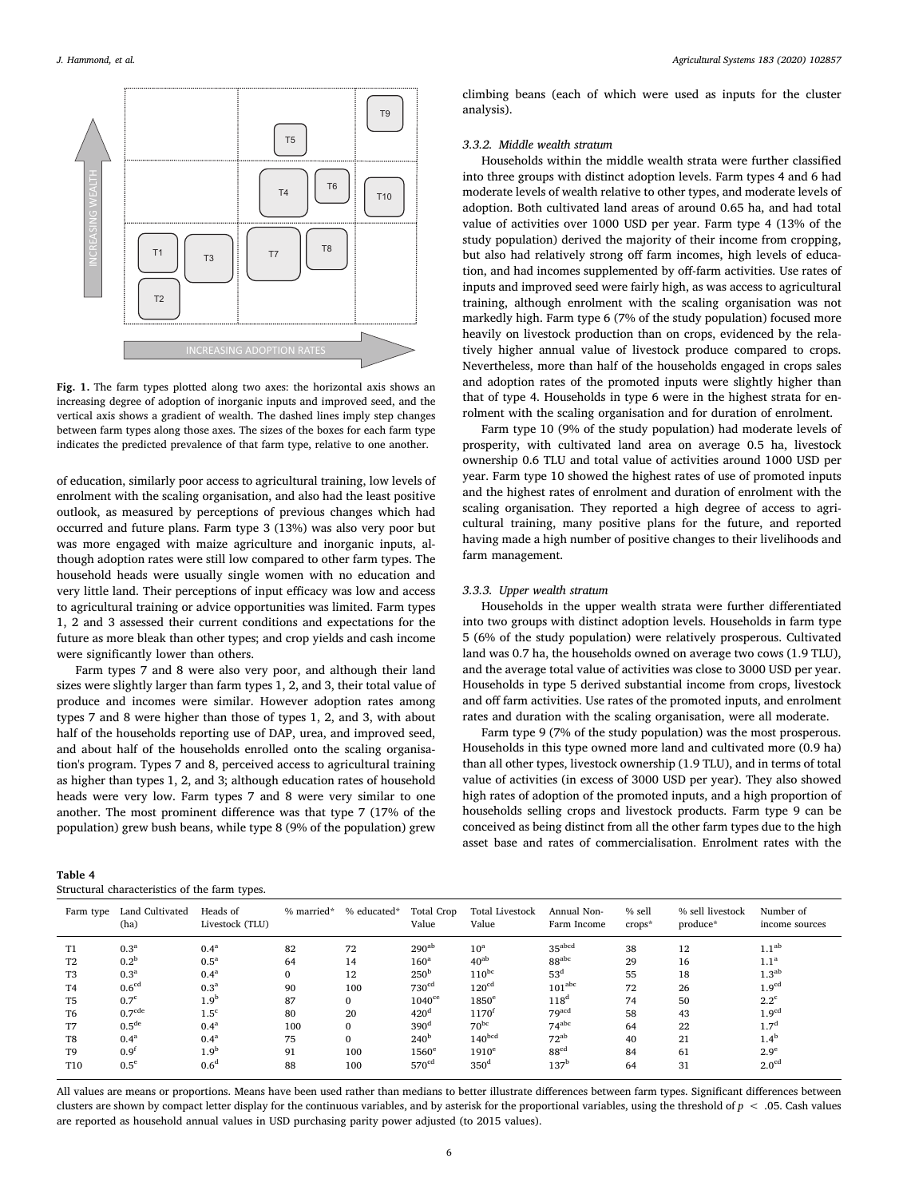Fig. 1. The farm types plotted along two axes: the horizontal axis shows an increasing degree of adoption of inorganic inputs and improved seed, and the vertical axis shows a gradient of wealth. The dashed lines imply step changes between farm types along those axes. The sizes of the boxes for each farm type indicates the predicted prevalence of that farm type, relative to one another.

of education, similarly poor access to agricultural training, low levels of enrolment with the scaling organisation, and also had the least positive outlook, as measured by perceptions of previous changes which had occurred and future plans. Farm type 3 (13%) was also very poor but was more engaged with maize agriculture and inorganic inputs, although adoption rates were still low compared to other farm types. The household heads were usually single women with no education and very little land. Their perceptions of input efficacy was low and access to agricultural training or advice opportunities was limited. Farm types 1, 2 and 3 assessed their current conditions and expectations for the future as more bleak than other types; and crop yields and cash income were significantly lower than others.

Farm types 7 and 8 were also very poor, and although their land sizes were slightly larger than farm types 1, 2, and 3, their total value of produce and incomes were similar. However adoption rates among types 7 and 8 were higher than those of types 1, 2, and 3, with about half of the households reporting use of DAP, urea, and improved seed, and about half of the households enrolled onto the scaling organisation's program. Types 7 and 8, perceived access to agricultural training as higher than types 1, 2, and 3; although education rates of household heads were very low. Farm types 7 and 8 were very similar to one another. The most prominent difference was that type 7 (17% of the population) grew bush beans, while type 8 (9% of the population) grew climbing beans (each of which were used as inputs for the cluster analysis).

### 3.3.2. Middle wealth stratum

Households within the middle wealth strata were further classified into three groups with distinct adoption levels. Farm types 4 and 6 had moderate levels of wealth relative to other types, and moderate levels of adoption. Both cultivated land areas of around 0.65 ha, and had total value of activities over 1000 USD per year. Farm type 4 (13% of the study population) derived the majority of their income from cropping, but also had relatively strong off farm incomes, high levels of education, and had incomes supplemented by off-farm activities. Use rates of inputs and improved seed were fairly high, as was access to agricultural training, although enrolment with the scaling organisation was not markedly high. Farm type 6 (7% of the study population) focused more heavily on livestock production than on crops, evidenced by the relatively higher annual value of livestock produce compared to crops. Nevertheless, more than half of the households engaged in crops sales and adoption rates of the promoted inputs were slightly higher than that of type 4. Households in type 6 were in the highest strata for enrolment with the scaling organisation and for duration of enrolment.

Farm type 10 (9% of the study population) had moderate levels of prosperity, with cultivated land area on average 0.5 ha, livestock ownership 0.6 TLU and total value of activities around 1000 USD per year. Farm type 10 showed the highest rates of use of promoted inputs and the highest rates of enrolment and duration of enrolment with the scaling organisation. They reported a high degree of access to agricultural training, many positive plans for the future, and reported having made a high number of positive changes to their livelihoods and farm management.

### 3.3.3. Upper wealth stratum

Households in the upper wealth strata were further differentiated into two groups with distinct adoption levels. Households in farm type 5 (6% of the study population) were relatively prosperous. Cultivated land was 0.7 ha, the households owned on average two cows (1.9 TLU), and the average total value of activities was close to 3000 USD per year. Households in type 5 derived substantial income from crops, livestock and off farm activities. Use rates of the promoted inputs, and enrolment rates and duration with the scaling organisation, were all moderate.

Farm type 9 (7% of the study population) was the most prosperous. Households in this type owned more land and cultivated more (0.9 ha) than all other types, livestock ownership (1.9 TLU), and in terms of total value of activities (in excess of 3000 USD per year). They also showed high rates of adoption of the promoted inputs, and a high proportion of households selling crops and livestock products. Farm type 9 can be conceived as being distinct from all the other farm types due to the high asset base and rates of commercialisation. Enrolment rates with the

**Table 4**
Structural characteristics of the farm types.

| Farm type | Land Cultivated (ha) | Heads of Livestock (TLU) | % married* | % educated* | Total Crop Value | Total Livestock Value | Annual Non-Farm Income | % sell crops* | % sell livestock produce* | Number of income sources |
|---|---|---|---|---|---|---|---|---|---|---|
| T1 | 0.3[a] | 0.4[a] | 82 | 72 | 290[ab] | 10[a] | 35[abcd] | 38 | 12 | 1.1[ab] |
| T2 | 0.2[b] | 0.5[a] | 64 | 14 | 160[a] | 40[ab] | 88[abc] | 29 | 16 | 1.1[a] |
| T3 | 0.3[a] | 0.4[a] | 0 | 12 | 250[b] | 110[bc] | 53[d] | 55 | 18 | 1.3[ab] |
| T4 | 0.6[cd] | 0.3[a] | 90 | 100 | 730[cd] | 120[cd] | 101[abc] | 72 | 26 | 1.9[cd] |
| T5 | 0.7[c] | 1.9[b] | 87 | 0 | 1040[ce] | 1850[e] | 118[d] | 74 | 50 | 2.2[c] |
| T6 | 0.7[cde] | 1.5[c] | 80 | 20 | 420[d] | 1170[f] | 79[acd] | 58 | 43 | 1.9[cd] |
| T7 | 0.5[de] | 0.4[a] | 100 | 0 | 390[d] | 70[bc] | 74[abc] | 64 | 22 | 1.7[d] |
| T8 | 0.4[a] | 0.4[a] | 75 | 0 | 240[b] | 140[bcd] | 72[ab] | 40 | 21 | 1.4[b] |
| T9 | 0.9[f] | 1.9[b] | 91 | 100 | 1560[e] | 1910[e] | 88[cd] | 84 | 61 | 2.9[e] |
| T10 | 0.5[e] | 0.6[d] | 88 | 100 | 570[cd] | 350[d] | 137[b] | 64 | 31 | 2.0[cd] |

All values are means or proportions. Means have been used rather than medians to better illustrate differences between farm types. Significant differences between clusters are shown by compact letter display for the continuous variables, and by asterisk for the proportional variables, using the threshold of $p < .05$. Cash values are reported as household annual values in USD purchasing parity power adjusted (to 2015 values).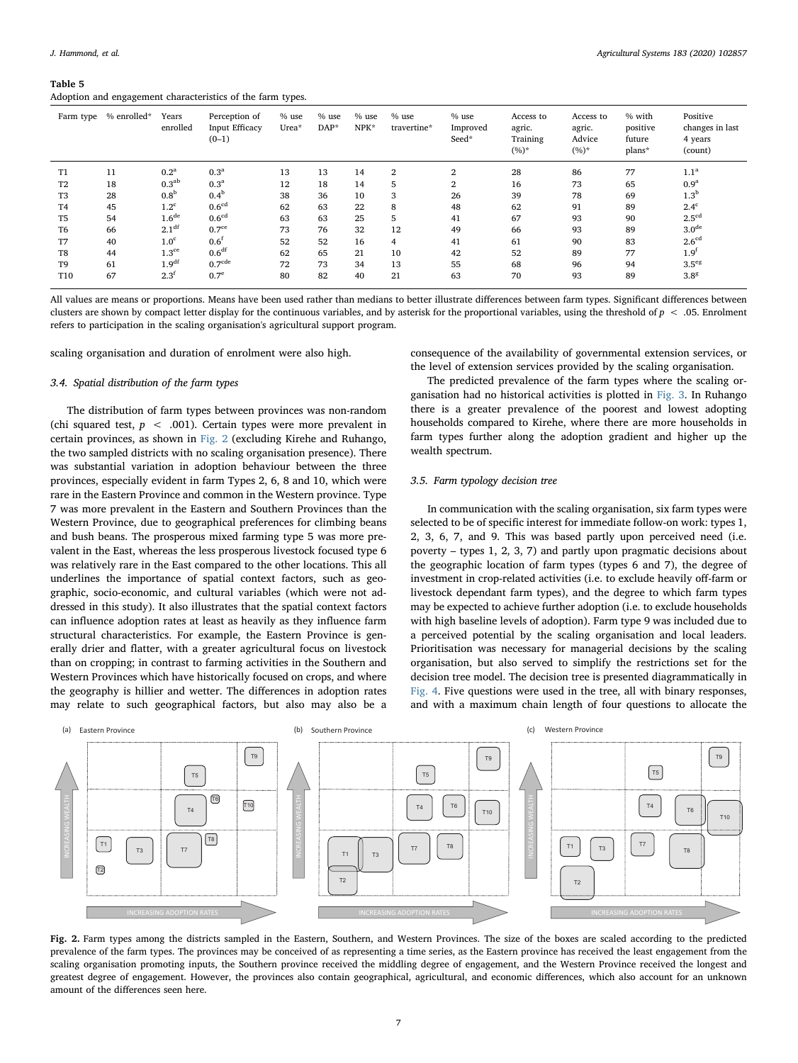**Table 5**
Adoption and engagement characteristics of the farm types.

| Farm type | % enrolled* | Years enrolled | Perception of Input Efficacy (0–1) | % use Urea* | % use DAP* | % use NPK* | % use travertine* | % use Improved Seed* | Access to agric. Training (%)* | Access to agric. Advice (%)* | % with positive future plans* | Positive changes in last 4 years (count) |
|---|---|---|---|---|---|---|---|---|---|---|---|---|
| T1 | 11 | $0.2^{a}$ | $0.3^{a}$ | 13 | 13 | 14 | 2 | 2 | 28 | 86 | 77 | $1.1^{a}$ |
| T2 | 18 | $0.3^{ab}$ | $0.3^{a}$ | 12 | 18 | 14 | 5 | 2 | 16 | 73 | 65 | $0.9^{a}$ |
| T3 | 28 | $0.8^{b}$ | $0.4^{b}$ | 38 | 36 | 10 | 3 | 26 | 39 | 78 | 69 | $1.3^{b}$ |
| T4 | 45 | $1.2^{c}$ | $0.6^{cd}$ | 62 | 63 | 22 | 8 | 48 | 62 | 91 | 89 | $2.4^{c}$ |
| T5 | 54 | $1.6^{de}$ | $0.6^{cd}$ | 63 | 63 | 25 | 5 | 41 | 67 | 93 | 90 | $2.5^{cd}$ |
| T6 | 66 | $2.1^{df}$ | $0.7^{ce}$ | 73 | 76 | 32 | 12 | 49 | 66 | 93 | 89 | $3.0^{de}$ |
| T7 | 40 | $1.0^{c}$ | $0.6^{f}$ | 52 | 52 | 16 | 4 | 41 | 61 | 90 | 83 | $2.6^{cd}$ |
| T8 | 44 | $1.3^{ce}$ | $0.6^{df}$ | 62 | 65 | 21 | 10 | 42 | 52 | 89 | 77 | $1.9^{f}$ |
| T9 | 61 | $1.9^{df}$ | $0.7^{cde}$ | 72 | 73 | 34 | 13 | 55 | 68 | 96 | 94 | $3.5^{eg}$ |
| T10 | 67 | $2.3^{f}$ | $0.7^{e}$ | 80 | 82 | 40 | 21 | 63 | 70 | 93 | 89 | $3.8^{g}$ |

All values are means or proportions. Means have been used rather than medians to better illustrate differences between farm types. Significant differences between clusters are shown by compact letter display for the continuous variables, and by asterisk for the proportional variables, using the threshold of $p < .05$. Enrolment refers to participation in the scaling organisation's agricultural support program.

scaling organisation and duration of enrolment were also high.

### 3.4. Spatial distribution of the farm types

The distribution of farm types between provinces was non-random (chi squared test, $p < .001$). Certain types were more prevalent in certain provinces, as shown in Fig. 2 (excluding Kirehe and Ruhango, the two sampled districts with no scaling organisation presence). There was substantial variation in adoption behaviour between the three provinces, especially evident in farm Types 2, 6, 8 and 10, which were rare in the Eastern Province and common in the Western province. Type 7 was more prevalent in the Eastern and Southern Provinces than the Western Province, due to geographical preferences for climbing beans and bush beans. The prosperous mixed farming type 5 was more prevalent in the East, whereas the less prosperous livestock focused type 6 was relatively rare in the East compared to the other locations. This all underlines the importance of spatial context factors, such as geographic, socio-economic, and cultural variables (which were not addressed in this study). It also illustrates that the spatial context factors can influence adoption rates at least as heavily as they influence farm structural characteristics. For example, the Eastern Province is generally drier and flatter, with a greater agricultural focus on livestock than on cropping; in contrast to farming activities in the Southern and Western Provinces which have historically focused on crops, and where the geography is hillier and wetter. The differences in adoption rates may relate to such geographical factors, but also may also be a consequence of the availability of governmental extension services, or the level of extension services provided by the scaling organisation.

The predicted prevalence of the farm types where the scaling organisation had no historical activities is plotted in Fig. 3. In Ruhango there is a greater prevalence of the poorest and lowest adopting households compared to Kirehe, where there are more households in farm types further along the adoption gradient and higher up the wealth spectrum.

### 3.5. Farm typology decision tree

In communication with the scaling organisation, six farm types were selected to be of specific interest for immediate follow-on work: types 1, 2, 3, 6, 7, and 9. This was based partly upon perceived need (i.e. poverty – types 1, 2, 3, 7) and partly upon pragmatic decisions about the geographic location of farm types (types 6 and 7), the degree of investment in crop-related activities (i.e. to exclude heavily off-farm or livestock dependant farm types), and the degree to which farm types may be expected to achieve further adoption (i.e. to exclude households with high baseline levels of adoption). Farm type 9 was included due to a perceived potential by the scaling organisation and local leaders. Prioritisation was necessary for managerial decisions by the scaling organisation, but also served to simplify the restrictions set for the decision tree model. The decision tree is presented diagrammatically in Fig. 4. Five questions were used in the tree, all with binary responses, and with a maximum chain length of four questions to allocate the

**Fig. 2.** Farm types among the districts sampled in the Eastern, Southern, and Western Provinces. The size of the boxes are scaled according to the predicted prevalence of the farm types. The provinces may be conceived of as representing a time series, as the Eastern province has received the least engagement from the scaling organisation promoting inputs, the Southern province received the middling degree of engagement, and the Western Province received the longest and greatest degree of engagement. However, the provinces also contain geographical, agricultural, and economic differences, which also account for an unknown amount of the differences seen here.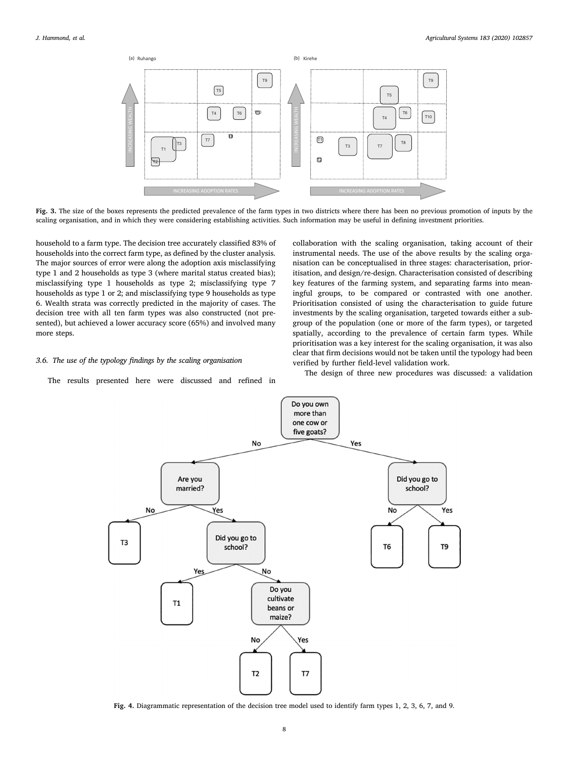**Fig. 3.** The size of the boxes represents the predicted prevalence of the farm types in two districts where there has been no previous promotion of inputs by the scaling organisation, and in which they were considering establishing activities. Such information may be useful in defining investment priorities.

household to a farm type. The decision tree accurately classified 83% of households into the correct farm type, as defined by the cluster analysis. The major sources of error were along the adoption axis misclassifying type 1 and 2 households as type 3 (where marital status created bias); misclassifying type 1 households as type 2; misclassifying type 7 households as type 1 or 2; and misclassifying type 9 households as type 6. Wealth strata was correctly predicted in the majority of cases. The decision tree with all ten farm types was also constructed (not presented), but achieved a lower accuracy score (65%) and involved many more steps.

### 3.6. The use of the typology findings by the scaling organisation

The results presented here were discussed and refined in collaboration with the scaling organisation, taking account of their instrumental needs. The use of the above results by the scaling organisation can be conceptualised in three stages: characterisation, prioritisation, and design/re-design. Characterisation consisted of describing key features of the farming system, and separating farms into meaningful groups, to be compared or contrasted with one another. Prioritisation consisted of using the characterisation to guide future investments by the scaling organisation, targeted towards either a subgroup of the population (one or more of the farm types), or targeted spatially, according to the prevalence of certain farm types. While prioritisation was a key interest for the scaling organisation, it was also clear that firm decisions would not be taken until the typology had been verified by further field-level validation work.

The design of three new procedures was discussed: a validation

**Fig. 4.** Diagrammatic representation of the decision tree model used to identify farm types 1, 2, 3, 6, 7, and 9.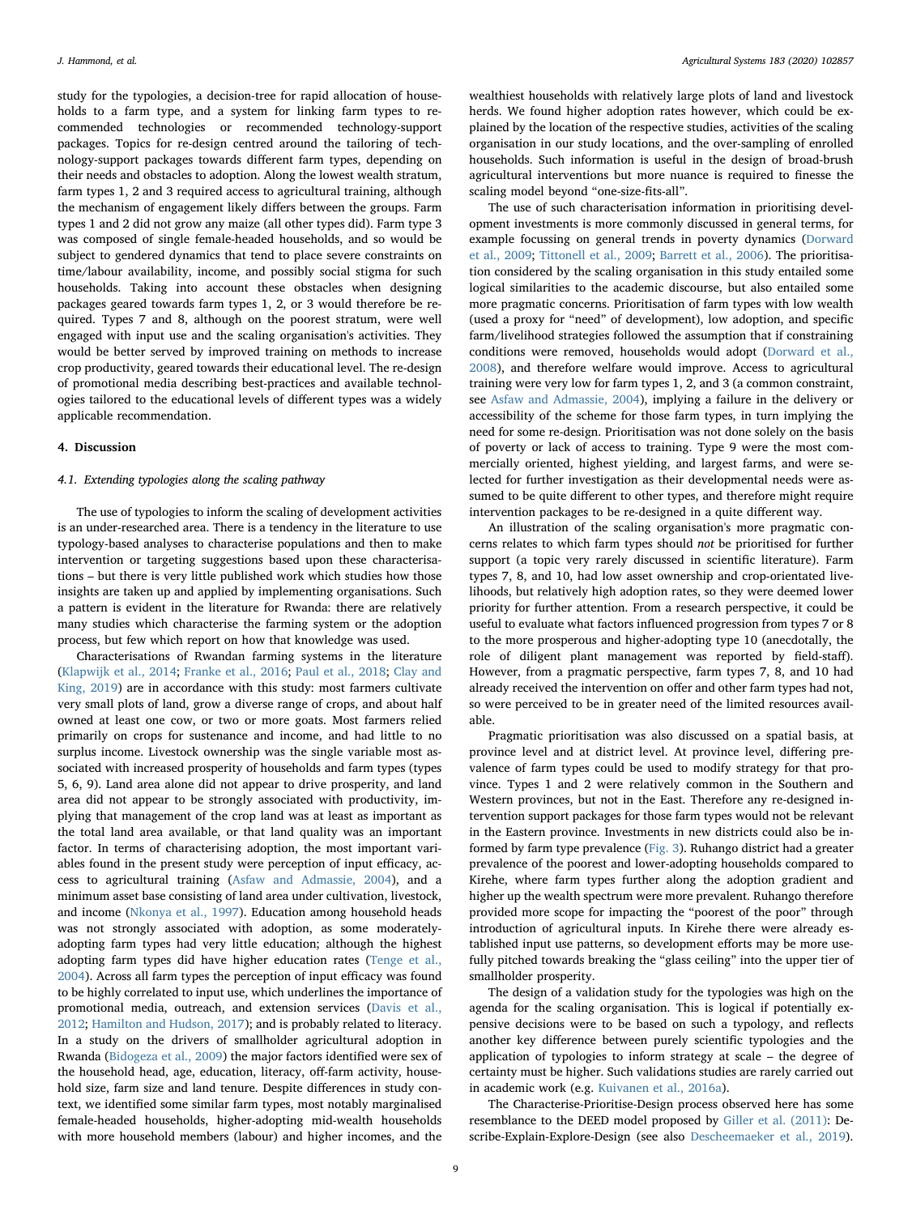study for the typologies, a decision-tree for rapid allocation of households to a farm type, and a system for linking farm types to recommended technologies or recommended technology-support packages. Topics for re-design centred around the tailoring of technology-support packages towards different farm types, depending on their needs and obstacles to adoption. Along the lowest wealth stratum, farm types 1, 2 and 3 required access to agricultural training, although the mechanism of engagement likely differs between the groups. Farm types 1 and 2 did not grow any maize (all other types did). Farm type 3 was composed of single female-headed households, and so would be subject to gendered dynamics that tend to place severe constraints on time/labour availability, income, and possibly social stigma for such households. Taking into account these obstacles when designing packages geared towards farm types 1, 2, or 3 would therefore be required. Types 7 and 8, although on the poorest stratum, were well engaged with input use and the scaling organisation's activities. They would be better served by improved training on methods to increase crop productivity, geared towards their educational level. The re-design of promotional media describing best-practices and available technologies tailored to the educational levels of different types was a widely applicable recommendation.

## 4. Discussion

### 4.1. Extending typologies along the scaling pathway

The use of typologies to inform the scaling of development activities is an under-researched area. There is a tendency in the literature to use typology-based analyses to characterise populations and then to make intervention or targeting suggestions based upon these characterisations – but there is very little published work which studies how those insights are taken up and applied by implementing organisations. Such a pattern is evident in the literature for Rwanda: there are relatively many studies which characterise the farming system or the adoption process, but few which report on how that knowledge was used.

Characterisations of Rwandan farming systems in the literature (Klapwijk et al., 2014; Franke et al., 2016; Paul et al., 2018; Clay and King, 2019) are in accordance with this study: most farmers cultivate very small plots of land, grow a diverse range of crops, and about half owned at least one cow, or two or more goats. Most farmers relied primarily on crops for sustenance and income, and had little to no surplus income. Livestock ownership was the single variable most associated with increased prosperity of households and farm types (types 5, 6, 9). Land area alone did not appear to drive prosperity, and land area did not appear to be strongly associated with productivity, implying that management of the crop land was at least as important as the total land area available, or that land quality was an important factor. In terms of characterising adoption, the most important variables found in the present study were perception of input efficacy, access to agricultural training (Asfaw and Admassie, 2004), and a minimum asset base consisting of land area under cultivation, livestock, and income (Nkonya et al., 1997). Education among household heads was not strongly associated with adoption, as some moderately-adopting farm types had very little education; although the highest adopting farm types did have higher education rates (Tenge et al., 2004). Across all farm types the perception of input efficacy was found to be highly correlated to input use, which underlines the importance of promotional media, outreach, and extension services (Davis et al., 2012; Hamilton and Hudson, 2017); and is probably related to literacy. In a study on the drivers of smallholder agricultural adoption in Rwanda (Bidogeza et al., 2009) the major factors identified were sex of the household head, age, education, literacy, off-farm activity, household size, farm size and land tenure. Despite differences in study context, we identified some similar farm types, most notably marginalised female-headed households, higher-adopting mid-wealth households with more household members (labour) and higher incomes, and the wealthiest households with relatively large plots of land and livestock herds. We found higher adoption rates however, which could be explained by the location of the respective studies, activities of the scaling organisation in our study locations, and the over-sampling of enrolled households. Such information is useful in the design of broad-brush agricultural interventions but more nuance is required to finesse the scaling model beyond "one-size-fits-all".

The use of such characterisation information in prioritising development investments is more commonly discussed in general terms, for example focussing on general trends in poverty dynamics (Dorward et al., 2009; Tittonell et al., 2009; Barrett et al., 2006). The prioritisation considered by the scaling organisation in this study entailed some logical similarities to the academic discourse, but also entailed some more pragmatic concerns. Prioritisation of farm types with low wealth (used a proxy for "need" of development), low adoption, and specific farm/livelihood strategies followed the assumption that if constraining conditions were removed, households would adopt (Dorward et al., 2008), and therefore welfare would improve. Access to agricultural training were very low for farm types 1, 2, and 3 (a common constraint, see Asfaw and Admassie, 2004), implying a failure in the delivery or accessibility of the scheme for those farm types, in turn implying the need for some re-design. Prioritisation was not done solely on the basis of poverty or lack of access to training. Type 9 were the most commercially oriented, highest yielding, and largest farms, and were selected for further investigation as their developmental needs were assumed to be quite different to other types, and therefore might require intervention packages to be re-designed in a quite different way.

An illustration of the scaling organisation's more pragmatic concerns relates to which farm types should *not* be prioritised for further support (a topic very rarely discussed in scientific literature). Farm types 7, 8, and 10, had low asset ownership and crop-orientated livelihoods, but relatively high adoption rates, so they were deemed lower priority for further attention. From a research perspective, it could be useful to evaluate what factors influenced progression from types 7 or 8 to the more prosperous and higher-adopting type 10 (anecdotally, the role of diligent plant management was reported by field-staff). However, from a pragmatic perspective, farm types 7, 8, and 10 had already received the intervention on offer and other farm types had not, so were perceived to be in greater need of the limited resources available.

Pragmatic prioritisation was also discussed on a spatial basis, at province level and at district level. At province level, differing prevalence of farm types could be used to modify strategy for that province. Types 1 and 2 were relatively common in the Southern and Western provinces, but not in the East. Therefore any re-designed intervention support packages for those farm types would not be relevant in the Eastern province. Investments in new districts could also be informed by farm type prevalence (Fig. 3). Ruhango district had a greater prevalence of the poorest and lower-adopting households compared to Kirehe, where farm types further along the adoption gradient and higher up the wealth spectrum were more prevalent. Ruhango therefore provided more scope for impacting the "poorest of the poor" through introduction of agricultural inputs. In Kirehe there were already established input use patterns, so development efforts may be more usefully pitched towards breaking the "glass ceiling" into the upper tier of smallholder prosperity.

The design of a validation study for the typologies was high on the agenda for the scaling organisation. This is logical if potentially expensive decisions were to be based on such a typology, and reflects another key difference between purely scientific typologies and the application of typologies to inform strategy at scale – the degree of certainty must be higher. Such validations studies are rarely carried out in academic work (e.g. Kuivanen et al., 2016a).

The Characterise-Prioritise-Design process observed here has some resemblance to the DEED model proposed by Giller et al. (2011): Describe-Explain-Explore-Design (see also Descheemaeker et al., 2019).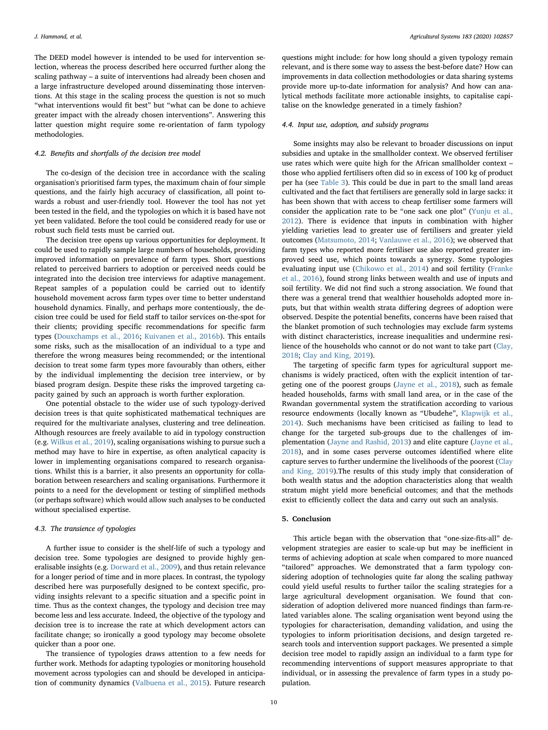The DEED model however is intended to be used for intervention selection, whereas the process described here occurred further along the scaling pathway – a suite of interventions had already been chosen and a large infrastructure developed around disseminating those interventions. At this stage in the scaling process the question is not so much "what interventions would fit best" but "what can be done to achieve greater impact with the already chosen interventions". Answering this latter question might require some re-orientation of farm typology methodologies.

### 4.2. Benefits and shortfalls of the decision tree model

The co-design of the decision tree in accordance with the scaling organisation's prioritised farm types, the maximum chain of four simple questions, and the fairly high accuracy of classification, all point towards a robust and user-friendly tool. However the tool has not yet been tested in the field, and the typologies on which it is based have not yet been validated. Before the tool could be considered ready for use or robust such field tests must be carried out.

The decision tree opens up various opportunities for deployment. It could be used to rapidly sample large numbers of households, providing improved information on prevalence of farm types. Short questions related to perceived barriers to adoption or perceived needs could be integrated into the decision tree interviews for adaptive management. Repeat samples of a population could be carried out to identify household movement across farm types over time to better understand household dynamics. Finally, and perhaps more contentiously, the decision tree could be used for field staff to tailor services on-the-spot for their clients; providing specific recommendations for specific farm types (Douxchamps et al., 2016; Kuivanen et al., 2016b). This entails some risks, such as the misallocation of an individual to a type and therefore the wrong measures being recommended; or the intentional decision to treat some farm types more favourably than others, either by the individual implementing the decision tree interview, or by biased program design. Despite these risks the improved targeting capacity gained by such an approach is worth further exploration.

One potential obstacle to the wider use of such typology-derived decision trees is that quite sophisticated mathematical techniques are required for the multivariate analyses, clustering and tree delineation. Although resources are freely available to aid in typology construction (e.g. Wilkus et al., 2019), scaling organisations wishing to pursue such a method may have to hire in expertise, as often analytical capacity is lower in implementing organisations compared to research organisations. Whilst this is a barrier, it also presents an opportunity for collaboration between researchers and scaling organisations. Furthermore it points to a need for the development or testing of simplified methods (or perhaps software) which would allow such analyses to be conducted without specialised expertise.

### 4.3. The transience of typologies

A further issue to consider is the shelf-life of such a typology and decision tree. Some typologies are designed to provide highly generalisable insights (e.g. Dorward et al., 2009), and thus retain relevance for a longer period of time and in more places. In contrast, the typology described here was purposefully designed to be context specific, providing insights relevant to a specific situation and a specific point in time. Thus as the context changes, the typology and decision tree may become less and less accurate. Indeed, the objective of the typology and decision tree is to increase the rate at which development actors can facilitate change; so ironically a good typology may become obsolete quicker than a poor one.

The transience of typologies draws attention to a few needs for further work. Methods for adapting typologies or monitoring household movement across typologies can and should be developed in anticipation of community dynamics (Valbuena et al., 2015). Future research questions might include: for how long should a given typology remain relevant, and is there some way to assess the best-before date? How can improvements in data collection methodologies or data sharing systems provide more up-to-date information for analysis? And how can analytical methods facilitate more actionable insights, to capitalise capitalise on the knowledge generated in a timely fashion?

### 4.4. Input use, adoption, and subsidy programs

Some insights may also be relevant to broader discussions on input subsidies and uptake in the smallholder context. We observed fertiliser use rates which were quite high for the African smallholder context – those who applied fertilisers often did so in excess of 100 kg of product per ha (see Table 3). This could be due in part to the small land areas cultivated and the fact that fertilisers are generally sold in large sacks: it has been shown that with access to cheap fertiliser some farmers will consider the application rate to be "one sack one plot" (Yunju et al., 2012). There is evidence that inputs in combination with higher yielding varieties lead to greater use of fertilisers and greater yield outcomes (Matsumoto, 2014; Vanlauwe et al., 2016); we observed that farm types who reported more fertiliser use also reported greater improved seed use, which points towards a synergy. Some typologies evaluating input use (Chikowo et al., 2014) and soil fertility (Franke et al., 2016), found strong links between wealth and use of inputs and soil fertility. We did not find such a strong association. We found that there was a general trend that wealthier households adopted more inputs, but that within wealth strata differing degrees of adoption were observed. Despite the potential benefits, concerns have been raised that the blanket promotion of such technologies may exclude farm systems with distinct characteristics, increase inequalities and undermine resilience of the households who cannot or do not want to take part (Clay, 2018; Clay and King, 2019).

The targeting of specific farm types for agricultural support mechanisms is widely practiced, often with the explicit intention of targeting one of the poorest groups (Jayne et al., 2018), such as female headed households, farms with small land area, or in the case of the Rwandan governmental system the stratification according to various resource endowments (locally known as "Ubudehe", Klapwijk et al., 2014). Such mechanisms have been criticised as failing to lead to change for the targeted sub-groups due to the challenges of implementation (Jayne and Rashid, 2013) and elite capture (Jayne et al., 2018), and in some cases perverse outcomes identified where elite capture serves to further undermine the livelihoods of the poorest (Clay and King, 2019).The results of this study imply that consideration of both wealth status and the adoption characteristics along that wealth stratum might yield more beneficial outcomes; and that the methods exist to efficiently collect the data and carry out such an analysis.

## 5. Conclusion

This article began with the observation that "one-size-fits-all" development strategies are easier to scale-up but may be inefficient in terms of achieving adoption at scale when compared to more nuanced "tailored" approaches. We demonstrated that a farm typology considering adoption of technologies quite far along the scaling pathway could yield useful results to further tailor the scaling strategies for a large agricultural development organisation. We found that consideration of adoption delivered more nuanced findings than farm-related variables alone. The scaling organisation went beyond using the typologies for characterisation, demanding validation, and using the typologies to inform prioritisation decisions, and design targeted research tools and intervention support packages. We presented a simple decision tree model to rapidly assign an individual to a farm type for recommending interventions of support measures appropriate to that individual, or in assessing the prevalence of farm types in a study population.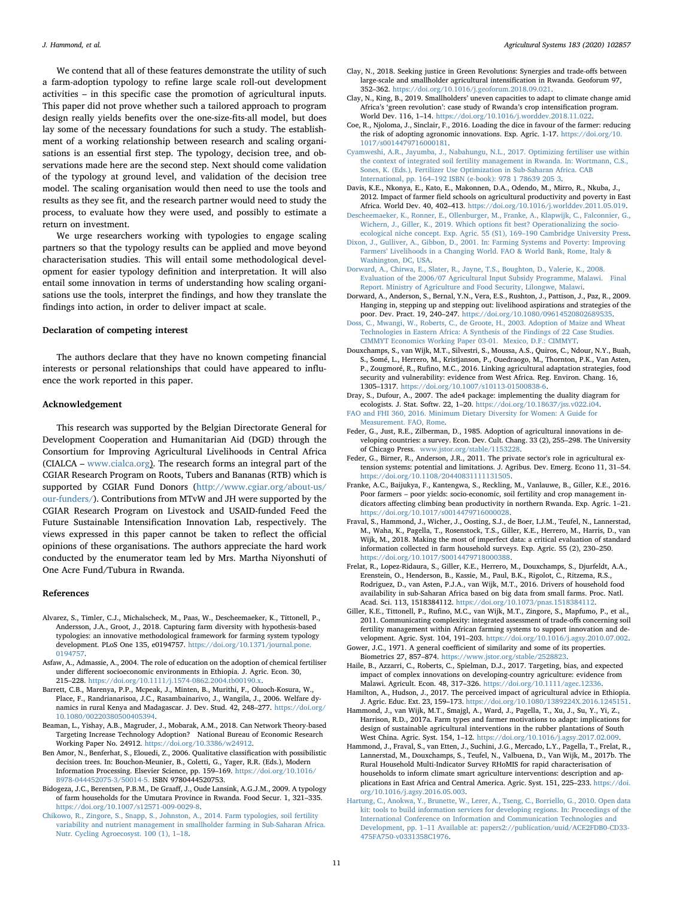We contend that all of these features demonstrate the utility of such a farm-adoption typology to refine large scale roll-out development activities – in this specific case the promotion of agricultural inputs. This paper did not prove whether such a tailored approach to program design really yields benefits over the one-size-fits-all model, but does lay some of the necessary foundations for such a study. The establishment of a working relationship between research and scaling organisations is an essential first step. The typology, decision tree, and observations made here are the second step. Next should come validation of the typology at ground level, and validation of the decision tree model. The scaling organisation would then need to use the tools and results as they see fit, and the research partner would need to study the process, to evaluate how they were used, and possibly to estimate a return on investment.

We urge researchers working with typologies to engage scaling partners so that the typology results can be applied and move beyond characterisation studies. This will entail some methodological development for easier typology definition and interpretation. It will also entail some innovation in terms of understanding how scaling organisations use the tools, interpret the findings, and how they translate the findings into action, in order to deliver impact at scale.

## Declaration of competing interest

The authors declare that they have no known competing financial interests or personal relationships that could have appeared to influence the work reported in this paper.

## Acknowledgement

This research was supported by the Belgian Directorate General for Development Cooperation and Humanitarian Aid (DGD) through the Consortium for Improving Agricultural Livelihoods in Central Africa (CIALCA – www.cialca.org). The research forms an integral part of the CGIAR Research Program on Roots, Tubers and Bananas (RTB) which is supported by CGIAR Fund Donors (http://www.cgiar.org/about-us/our-funders/). Contributions from MTvW and JH were supported by the CGIAR Research Program on Livestock and USAID-funded Feed the Future Sustainable Intensification Innovation Lab, respectively. The views expressed in this paper cannot be taken to reflect the official opinions of these organisations. The authors appreciate the hard work conducted by the enumerator team led by Mrs. Martha Niyonshuti of One Acre Fund/Tubura in Rwanda.

## References

Alvarez, S., Timler, C.J., Michalscheck, M., Paas, W., Descheemaeker, K., Tittonell, P., Andersson, J.A., Groot, J., 2018. Capturing farm diversity with hypothesis-based typologies: an innovative methodological framework for farming system typology development. PLoS One 135, e0194757. https://doi.org/10.1371/journal.pone.0194757.

Asfaw, A., Admassie, A., 2004. The role of education on the adoption of chemical fertiliser under different socioeconomic environments in Ethiopia. J. Agric. Econ. 30, 215–228. https://doi.org/10.1111/j.1574-0862.2004.tb00190.x.

Barrett, C.B., Marenya, P.P., Mcpeak, J., Minten, B., Murithi, F., Oluoch-Kosura, W., Place, F., Randrianarisoa, J.C., Rasambainarivo, J., Wangila, J., 2006. Welfare dynamics in rural Kenya and Madagascar. J. Dev. Stud. 42, 248–277. https://doi.org/10.1080/00220380500405394.

Beaman, L., Yishay, A.B., Magruder, J., Mobarak, A.M., 2018. Can Network Theory-based Targeting Increase Technology Adoption? National Bureau of Economic Research Working Paper No. 24912. https://doi.org/10.3386/w24912.

Ben Amor, N., Benferhat, S., Elouedi, Z., 2006. Qualitative classification with possibilistic decision trees. In: Bouchon-Meunier, B., Coletti, G., Yager, R.R. (Eds.), Modern Information Processing. Elsevier Science, pp. 159–169. https://doi.org/10.1016/B978-044452075-3/50014-5. ISBN 9780444520753.

Bidogeza, J.C., Berentsen, P.B.M., De Graaff, J., Oude Lansink, A.G.J.M., 2009. A typology of farm households for the Umutara Province in Rwanda. Food Secur. 1, 321–335. https://doi.org/10.1007/s12571-009-0029-8.

Chikowo, R., Zingore, S., Snapp, S., Johnston, A., 2014. Farm typologies, soil fertility variability and nutrient management in smallholder farming in Sub-Saharan Africa. Nutr. Cycling Agroecosyst. 100 (1), 1–18.

Clay, N., 2018. Seeking justice in Green Revolutions: Synergies and trade-offs between large-scale and smallholder agricultural intensification in Rwanda. Geoforum 97, 352–362. https://doi.org/10.1016/j.geoforum.2018.09.021.

Clay, N., King, B., 2019. Smallholders' uneven capacities to adapt to climate change amid Africa's 'green revolution': case study of Rwanda's crop intensification program. World Dev. 116, 1–14. https://doi.org/10.1016/j.worlddev.2018.11.022.

Coe, R., Njoloma, J., Sinclair, F., 2016. Loading the dice in favour of the farmer: reducing the risk of adopting agronomic innovations. Exp. Agric. 1-17. https://doi.org/10.1017/s0014479716000181.

Cyamweshi, A.R., Jayumba, J., Nabahungu, N.L., 2017. Optimizing fertiliser use within the context of integrated soil fertility management in Rwanda. In: Wortmann, C.S., Sones, K. (Eds.), Fertilizer Use Optimization in Sub-Saharan Africa. CAB International, pp. 164–192 ISBN (e-book): 978 1 78639 205 3.

Davis, K.E., Nkonya, E., Kato, E., Makonnen, D.A., Odendo, M., Mirro, R., Nkuba, J., 2012. Impact of farmer field schools on agricultural productivity and poverty in East Africa. World Dev. 40, 402–413. https://doi.org/10.1016/j.worlddev.2011.05.019.

Descheemaeker, K., Ronner, E., Ollenburger, M., Franke, A., Klapwijk, C., Falconnier, G., Wichern, J., Giller, K., 2019. Which options fit best? Operationalizing the socio-ecological niche concept. Exp. Agric. 55 (S1), 169–190 Cambridge University Press.

Dixon, J., Gulliver, A., Gibbon, D., 2001. In: Farming Systems and Poverty: Improving Farmers' Livelihoods in a Changing World. FAO & World Bank, Rome, Italy & Washington, DC, USA.

Dorward, A., Chirwa, E., Slater, R., Jayne, T.S., Boughton, D., Valerie, K., 2008. Evaluation of the 2006/07 Agricultural Input Subsidy Programme, Malawi. Final Report. Ministry of Agriculture and Food Security, Lilongwe, Malawi.

Dorward, A., Anderson, S., Bernal, Y.N., Vera, E.S., Rushton, J., Pattison, J., Paz, R., 2009. Hanging in, stepping up and stepping out: livelihood aspirations and strategies of the poor. Dev. Pract. 19, 240–247. https://doi.org/10.1080/09614520802689535.

Doss, C., Mwangi, W., Roberts, C., de Groote, H., 2003. Adoption of Maize and Wheat Technologies in Eastern Africa: A Synthesis of the Findings of 22 Case Studies. CIMMYT Economics Working Paper 03-01. Mexico, D.F.: CIMMYT.

Douxchamps, S., van Wijk, M.T., Silvestri, S., Moussa, A.S., Quiros, C., Ndour, N.Y., Buah, S., Somé, L., Herrero, M., Kristjanson, P., Ouedraogo, M., Thornton, P.K., Van Asten, P., Zougmoré, R., Rufino, M.C., 2016. Linking agricultural adaptation strategies, food security and vulnerability: evidence from West Africa. Reg. Environ. Chang. 16, 1305–1317. https://doi.org/10.1007/s10113-01500838-6.

Dray, S., Dufour, A., 2007. The ade4 package: implementing the duality diagram for ecologists. J. Stat. Softw. 22, 1–20. https://doi.org/10.18637/jss.v022.i04.

FAO and FHI 360, 2016. Minimum Dietary Diversity for Women: A Guide for Measurement. FAO, Rome.

Feder, G., Just, R.E., Zilberman, D., 1985. Adoption of agricultural innovations in developing countries: a survey. Econ. Dev. Cult. Chang. 33 (2), 255–298. The University of Chicago Press. www.jstor.org/stable/1153228.

Feder, G., Birner, R., Anderson, J.R., 2011. The private sector's role in agricultural extension systems: potential and limitations. J. Agribus. Dev. Emerg. Econo 11, 31–54. https://doi.org/10.1108/20440831111131505.

Franke, A.C., Baijukya, F., Kantengwa, S., Reckling, M., Vanlauwe, B., Giller, K.E., 2016. Poor farmers – poor yields: socio-economic, soil fertility and crop management indicators affecting climbing bean productivity in northern Rwanda. Exp. Agric. 1–21. https://doi.org/10.1017/s0014479716000028.

Fraval, S., Hammond, J., Wicher, J., Oosting, S.J., de Boer, I.J.M., Teufel, N., Lannerstad, M., Waha, K., Pagella, T., Rosenstock, T.S., Giller, K.E., Herrero, M., Harris, D., van Wijk, M., 2018. Making the most of imperfect data: a critical evaluation of standard information collected in farm household surveys. Exp. Agric. 55 (2), 230–250. https://doi.org/10.1017/S0014479718000388.

Frelat, R., Lopez-Ridaura, S., Giller, K.E., Herrero, M., Douxchamps, S., Djurfeldt, A.A., Erenstein, O., Henderson, B., Kassie, M., Paul, B.K., Rigolot, C., Ritzema, R.S., Rodriguez, D., van Asten, P.J.A., van Wijk, M.T., 2016. Drivers of household food availability in sub-Saharan Africa based on big data from small farms. Proc. Natl. Acad. Sci. 113, 1518384112. https://doi.org/10.1073/pnas.1518384112.

Giller, K.E., Tittonell, P., Rufino, M.C., van Wijk, M.T., Zingore, S., Mapfumo, P., et al., 2011. Communicating complexity: integrated assessment of trade-offs concerning soil fertility management within African farming systems to support innovation and development. Agric. Syst. 104, 191–203. https://doi.org/10.1016/j.agsy.2010.07.002.

Gower, J.C., 1971. A general coefficient of similarity and some of its properties. Biometrics 27, 857–874. https://www.jstor.org/stable/2528823.

Haile, B., Azzarri, C., Roberts, C., Spielman, D.J., 2017. Targeting, bias, and expected impact of complex innovations on developing-country agriculture: evidence from Malawi. Agricult. Econ. 48, 317–326. https://doi.org/10.1111/agec.12336.

Hamilton, A., Hudson, J., 2017. The perceived impact of agricultural advice in Ethiopia. J. Agric. Educ. Ext. 23, 159–173. https://doi.org/10.1080/1389224X.2016.1245151.

Hammond, J., van Wijk, M.T., Smajgl, A., Ward, J., Pagella, T., Xu, J., Su, Y., Yi, Z., Harrison, R.D., 2017a. Farm types and farmer motivations to adapt: implications for design of sustainable agricultural interventions in the rubber plantations of South West China. Agric. Syst. 154, 1–12. https://doi.org/10.1016/j.agsy.2017.02.009.

Hammond, J., Fraval, S., van Etten, J., Suchini, J.G., Mercado, L.Y., Pagella, T., Frelat, R., Lannerstad, M., Douxchamps, S., Teufel, N., Valbuena, D., Van Wijk, M., 2017b. The Rural Household Multi-Indicator Survey RHoMIS for rapid characterisation of households to inform climate smart agriculture interventions: description and applications in East Africa and Central America. Agric. Syst. 151, 225–233. https://doi.org/10.1016/j.agsy.2016.05.003.

Hartung, C., Anokwa, Y., Brunette, W., Lerer, A., Tseng, C., Borriello, G., 2010. Open data kit: tools to build information services for developing regions. In: Proceedings of the International Conference on Information and Communication Technologies and Development, pp. 1–11 Available at: papers2://publication/uuid/ACE2FDB0-CD33-475FA750-v0331358C1976.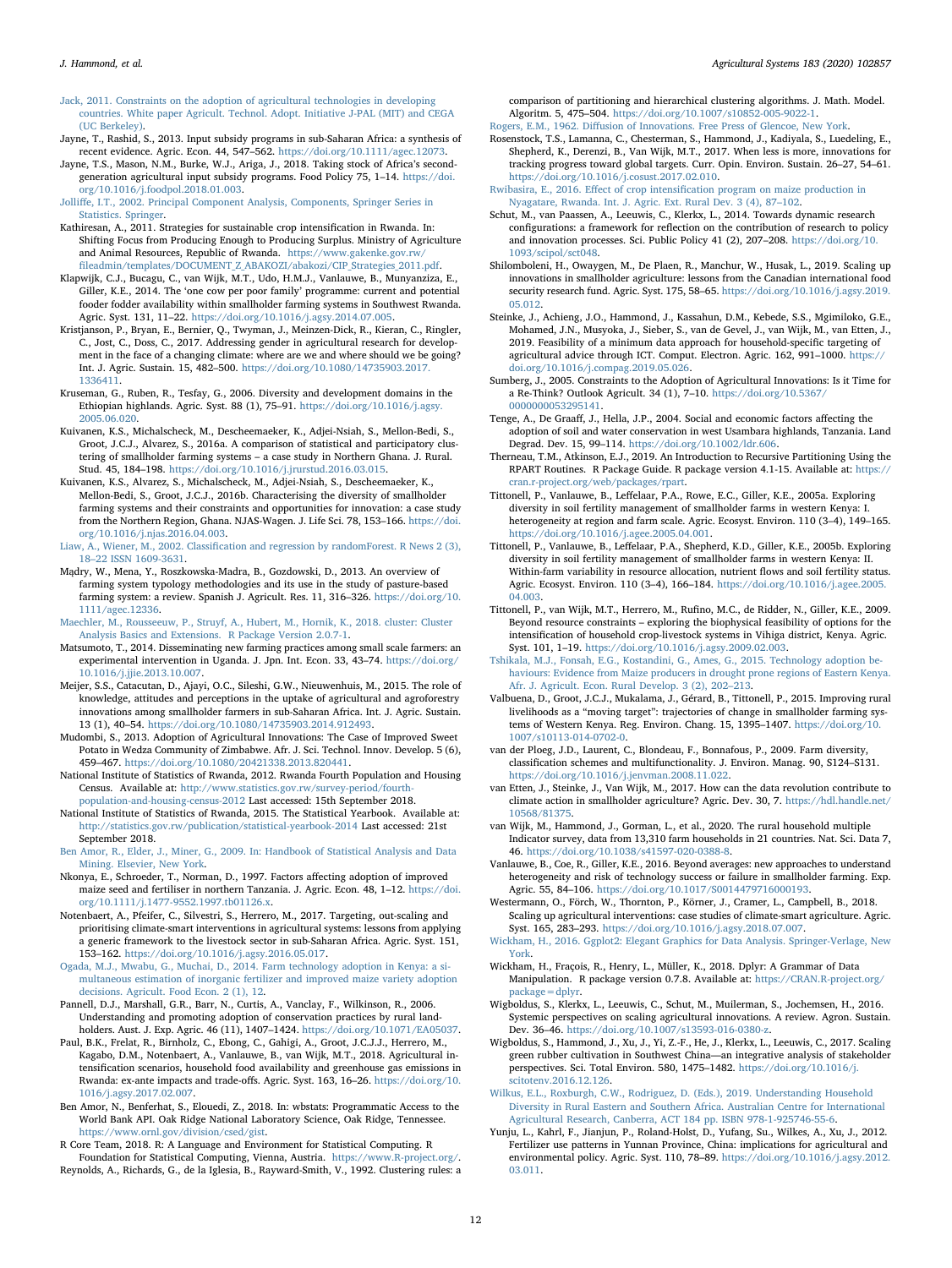Jack, 2011. Constraints on the adoption of agricultural technologies in developing countries. White paper Agricult. Technol. Adopt. Initiative J-PAL (MIT) and CEGA (UC Berkeley).

Jayne, T., Rashid, S., 2013. Input subsidy programs in sub-Saharan Africa: a synthesis of recent evidence. Agric. Econ. 44, 547–562. https://doi.org/10.1111/agec.12073.

Jayne, T.S., Mason, N.M., Burke, W.J., Ariga, J., 2018. Taking stock of Africa's second-generation agricultural input subsidy programs. Food Policy 75, 1–14. https://doi.org/10.1016/j.foodpol.2018.01.003.

Jolliffe, I.T., 2002. Principal Component Analysis, Components, Springer Series in Statistics. Springer.

Kathiresan, A., 2011. Strategies for sustainable crop intensification in Rwanda. In: Shifting Focus from Producing Enough to Producing Surplus. Ministry of Agriculture and Animal Resources, Republic of Rwanda. https://www.gakenke.gov.rw/fileadmin/templates/DOCUMENT_Z_ABAKOZI/abakozi/CIP_Strategies_2011.pdf.

Klapwijk, C.J., Bucagu, C., van Wijk, M.T., Udo, H.M.J., Vanlauwe, B., Munyanziza, E., Giller, K.E., 2014. The 'one cow per poor family' programme: current and potential fooder fodder availability within smallholder farming systems in Southwest Rwanda. Agric. Syst. 131, 11–22. https://doi.org/10.1016/j.agsy.2014.07.005.

Kristjanson, P., Bryan, E., Bernier, Q., Twyman, J., Meinzen-Dick, R., Kieran, C., Ringler, C., Jost, C., Doss, C., 2017. Addressing gender in agricultural research for development in the face of a changing climate: where are we and where should we be going? Int. J. Agric. Sustain. 15, 482–500. https://doi.org/10.1080/14735903.2017.1336411.

Kruseman, G., Ruben, R., Tesfay, G., 2006. Diversity and development domains in the Ethiopian highlands. Agric. Syst. 88 (1), 75–91. https://doi.org/10.1016/j.agsy.2005.06.020.

Kuivanen, K.S., Michalscheck, M., Descheemaeker, K., Adjei-Nsiah, S., Mellon-Bedi, S., Groot, J.C.J., Alvarez, S., 2016a. A comparison of statistical and participatory clustering of smallholder farming systems – a case study in Northern Ghana. J. Rural. Stud. 45, 184–198. https://doi.org/10.1016/j.jrurstud.2016.03.015.

Kuivanen, K.S., Alvarez, S., Michalscheck, M., Adjei-Nsiah, S., Descheemaeker, K., Mellon-Bedi, S., Groot, J.C.J., 2016b. Characterising the diversity of smallholder farming systems and their constraints and opportunities for innovation: a case study from the Northern Region, Ghana. NJAS-Wagen. J. Life Sci. 78, 153–166. https://doi.org/10.1016/j.njas.2016.04.003.

Liaw, A., Wiener, M., 2002. Classification and regression by randomForest. R News 2 (3), 18–22 ISSN 1609-3631.

Mądry, W., Mena, Y., Roszkowska-Madra, B., Gozdowski, D., 2013. An overview of farming system typology methodologies and its use in the study of pasture-based farming system: a review. Spanish J. Agricult. Res. 11, 316–326. https://doi.org/10.1111/agec.12336.

Maechler, M., Rousseeuw, P., Struyf, A., Hubert, M., Hornik, K., 2018. cluster: Cluster Analysis Basics and Extensions. R Package Version 2.0.7-1.

Matsumoto, T., 2014. Disseminating new farming practices among small scale farmers: an experimental intervention in Uganda. J. Jpn. Int. Econ. 33, 43–74. https://doi.org/10.1016/j.jjie.2013.10.007.

Meijer, S.S., Catacutan, D., Ajayi, O.C., Sileshi, G.W., Nieuwenhuis, M., 2015. The role of knowledge, attitudes and perceptions in the uptake of agricultural and agroforestry innovations among smallholder farmers in sub-Saharan Africa. Int. J. Agric. Sustain. 13 (1), 40–54. https://doi.org/10.1080/14735903.2014.912493.

Mudombi, S., 2013. Adoption of Agricultural Innovations: The Case of Improved Sweet Potato in Wedza Community of Zimbabwe. Afr. J. Sci. Technol. Innov. Develop. 5 (6), 459–467. https://doi.org/10.1080/20421338.2013.820441.

National Institute of Statistics of Rwanda, 2012. Rwanda Fourth Population and Housing Census. Available at: http://www.statistics.gov.rw/survey-period/fourth-population-and-housing-census-2012 Last accessed: 15th September 2018.

National Institute of Statistics of Rwanda, 2015. The Statistical Yearbook. Available at: http://statistics.gov.rw/publication/statistical-yearbook-2014 Last accessed: 21st September 2018.

Ben Amor, R., Elder, J., Miner, G., 2009. In: Handbook of Statistical Analysis and Data Mining. Elsevier, New York.

Nkonya, E., Schroeder, T., Norman, D., 1997. Factors affecting adoption of improved maize seed and fertiliser in northern Tanzania. J. Agric. Econ. 48, 1–12. https://doi.org/10.1111/j.1477-9552.1997.tb01126.x.

Notenbaert, A., Pfeifer, C., Silvestri, S., Herrero, M., 2017. Targeting, out-scaling and prioritising climate-smart interventions in agricultural systems: lessons from applying a generic framework to the livestock sector in sub-Saharan Africa. Agric. Syst. 151, 153–162. https://doi.org/10.1016/j.agsy.2016.05.017.

Ogada, M.J., Mwabu, G., Muchai, D., 2014. Farm technology adoption in Kenya: a simultaneous estimation of inorganic fertilizer and improved maize variety adoption decisions. Agricult. Food Econ. 2 (1), 12.

Pannell, D.J., Marshall, G.R., Barr, N., Curtis, A., Vanclay, F., Wilkinson, R., 2006. Understanding and promoting adoption of conservation practices by rural landholders. Aust. J. Exp. Agric. 46 (11), 1407–1424. https://doi.org/10.1071/EA05037.

Paul, B.K., Frelat, R., Birnholz, C., Ebong, C., Gahigi, A., Groot, J.C.J.J., Herrero, M., Kagabo, D.M., Notenbaert, A., Vanlauwe, B., van Wijk, M.T., 2018. Agricultural intensification scenarios, household food availability and greenhouse gas emissions in Rwanda: ex-ante impacts and trade-offs. Agric. Syst. 163, 16–26. https://doi.org/10.1016/j.agsy.2017.02.007.

Ben Amor, N., Benferhat, S., Elouedi, Z., 2018. In: wbstats: Programmatic Access to the World Bank API. Oak Ridge National Laboratory Science, Oak Ridge, Tennessee. https://www.ornl.gov/division/csed/gist.

R Core Team, 2018. R: A Language and Environment for Statistical Computing. R Foundation for Statistical Computing, Vienna, Austria. https://www.R-project.org/.

Reynolds, A., Richards, G., de la Iglesia, B., Rayward-Smith, V., 1992. Clustering rules: a comparison of partitioning and hierarchical clustering algorithms. J. Math. Model. Algoritm. 5, 475–504. https://doi.org/10.1007/s10852-005-9022-1.

Rogers, E.M., 1962. Diffusion of Innovations. Free Press of Glencoe, New York.

Rosenstock, T.S., Lamanna, C., Chesterman, S., Hammond, J., Kadiyala, S., Luedeling, E., Shepherd, K., Derenzi, B., Van Wijk, M.T., 2017. When less is more, innovations for tracking progress toward global targets. Curr. Opin. Environ. Sustain. 26–27, 54–61. https://doi.org/10.1016/j.cosust.2017.02.010.

Rwibasira, E., 2016. Effect of crop intensification program on maize production in Nyagatare, Rwanda. Int. J. Agric. Ext. Rural Dev. 3 (4), 87–102.

Schut, M., van Paassen, A., Leeuwis, C., Klerkx, L., 2014. Towards dynamic research configurations: a framework for reflection on the contribution of research to policy and innovation processes. Sci. Public Policy 41 (2), 207–208. https://doi.org/10.1093/scipol/sct048.

Shilomboleni, H., Owaygen, M., De Plaen, R., Manchur, W., Husak, L., 2019. Scaling up innovations in smallholder agriculture: lessons from the Canadian international food security research fund. Agric. Syst. 175, 58–65. https://doi.org/10.1016/j.agsy.2019.05.012.

Steinke, J., Achieng, J.O., Hammond, J., Kassahun, D.M., Kebede, S.S., Mgimiloko, G.E., Mohamed, J.N., Musyoka, J., Sieber, S., van de Gevel, J., van Wijk, M., van Etten, J., 2019. Feasibility of a minimum data approach for household-specific targeting of agricultural advice through ICT. Comput. Electron. Agric. 162, 991–1000. https://doi.org/10.1016/j.compag.2019.05.026.

Sumberg, J., 2005. Constraints to the Adoption of Agricultural Innovations: Is it Time for a Re-Think? Outlook Agricult. 34 (1), 7–10. https://doi.org/10.5367/0000000053295141.

Tenge, A., De Graaff, J., Hella, J.P., 2004. Social and economic factors affecting the adoption of soil and water conservation in west Usambara highlands, Tanzania. Land Degrad. Dev. 15, 99–114. https://doi.org/10.1002/ldr.606.

Therneau, T.M., Atkinson, E.J., 2019. An Introduction to Recursive Partitioning Using the RPART Routines. R Package Guide. R package version 4.1-15. Available at: https://cran.r-project.org/web/packages/rpart.

Tittonell, P., Vanlauwe, B., Leffelaar, P.A., Rowe, E.C., Giller, K.E., 2005a. Exploring diversity in soil fertility management of smallholder farms in western Kenya: I. heterogeneity at region and farm scale. Agric. Ecosyst. Environ. 110 (3–4), 149–165. https://doi.org/10.1016/j.agee.2005.04.001.

Tittonell, P., Vanlauwe, B., Leffelaar, P.A., Shepherd, K.D., Giller, K.E., 2005b. Exploring diversity in soil fertility management of smallholder farms in western Kenya: II. Within-farm variability in resource allocation, nutrient flows and soil fertility status. Agric. Ecosyst. Environ. 110 (3–4), 166–184. https://doi.org/10.1016/j.agee.2005.04.003.

Tittonell, P., van Wijk, M.T., Herrero, M., Rufino, M.C., de Ridder, N., Giller, K.E., 2009. Beyond resource constraints – exploring the biophysical feasibility of options for the intensification of household crop-livestock systems in Vihiga district, Kenya. Agric. Syst. 101, 1–19. https://doi.org/10.1016/j.agsy.2009.02.003.

Tshikala, M.J., Fonsah, E.G., Kostandini, G., Ames, G., 2015. Technology adoption behaviours: Evidence from Maize producers in drought prone regions of Eastern Kenya. Afr. J. Agricult. Econ. Rural Develop. 3 (2), 202–213.

Valbuena, D., Groot, J.C.J., Mukalama, J., Gérard, B., Tittonell, P., 2015. Improving rural livelihoods as a "moving target": trajectories of change in smallholder farming systems of Western Kenya. Reg. Environ. Chang. 15, 1395–1407. https://doi.org/10.1007/s10113-014-0702-0.

van der Ploeg, J.D., Laurent, C., Blondeau, F., Bonnafous, P., 2009. Farm diversity, classification schemes and multifunctionality. J. Environ. Manag. 90, S124–S131. https://doi.org/10.1016/j.jenvman.2008.11.022.

van Etten, J., Steinke, J., Van Wijk, M., 2017. How can the data revolution contribute to climate action in smallholder agriculture? Agric. Dev. 30, 7. https://hdl.handle.net/10568/81375.

van Wijk, M., Hammond, J., Gorman, L., et al., 2020. The rural household multiple Indicator survey, data from 13,310 farm households in 21 countries. Nat. Sci. Data 7, 46. https://doi.org/10.1038/s41597-020-0388-8.

Vanlauwe, B., Coe, R., Giller, K.E., 2016. Beyond averages: new approaches to understand heterogeneity and risk of technology success or failure in smallholder farming. Exp. Agric. 55, 84–106. https://doi.org/10.1017/S0014479716000193.

Westermann, O., Förch, W., Thornton, P., Körner, J., Cramer, L., Campbell, B., 2018. Scaling up agricultural interventions: case studies of climate-smart agriculture. Agric. Syst. 165, 283–293. https://doi.org/10.1016/j.agsy.2018.07.007.

Wickham, H., 2016. Ggplot2: Elegant Graphics for Data Analysis. Springer-Verlag, New York.

Wickham, H., Fraçois, R., Henry, L., Müller, K., 2018. Dplyr: A Grammar of Data Manipulation. R package version 0.7.8. Available at: https://CRAN.R-project.org/package=dplyr.

Wigboldus, S., Klerkx, L., Leeuwis, C., Schut, M., Muilerman, S., Jochemsen, H., 2016. Systemic perspectives on scaling agricultural innovations. A review. Agron. Sustain. Dev. 36–46. https://doi.org/10.1007/s13593-016-0380-z.

Wigboldus, S., Hammond, J., Xu, J., Yi, Z.-F., He, J., Klerkx, L., Leeuwis, C., 2017. Scaling green rubber cultivation in Southwest China—an integrative analysis of stakeholder perspectives. Sci. Total Environ. 580, 1475–1482. https://doi.org/10.1016/j.scitotenv.2016.12.126.

Wilkus, E.L., Roxburgh, C.W., Rodriguez, D. (Eds.), 2019. Understanding Household Diversity in Rural Eastern and Southern Africa. Australian Centre for International Agricultural Research, Canberra, ACT 184 pp. ISBN 978-1-925746-55-6.

Yunju, L., Kahrl, F., Jianjun, P., Roland-Holst, D., Yufang, Su., Wilkes, A., Xu, J., 2012. Fertilizer use patterns in Yunnan Province, China: implications for agricultural and environmental policy. Agric. Syst. 110, 78–89. https://doi.org/10.1016/j.agsy.2012.03.011.